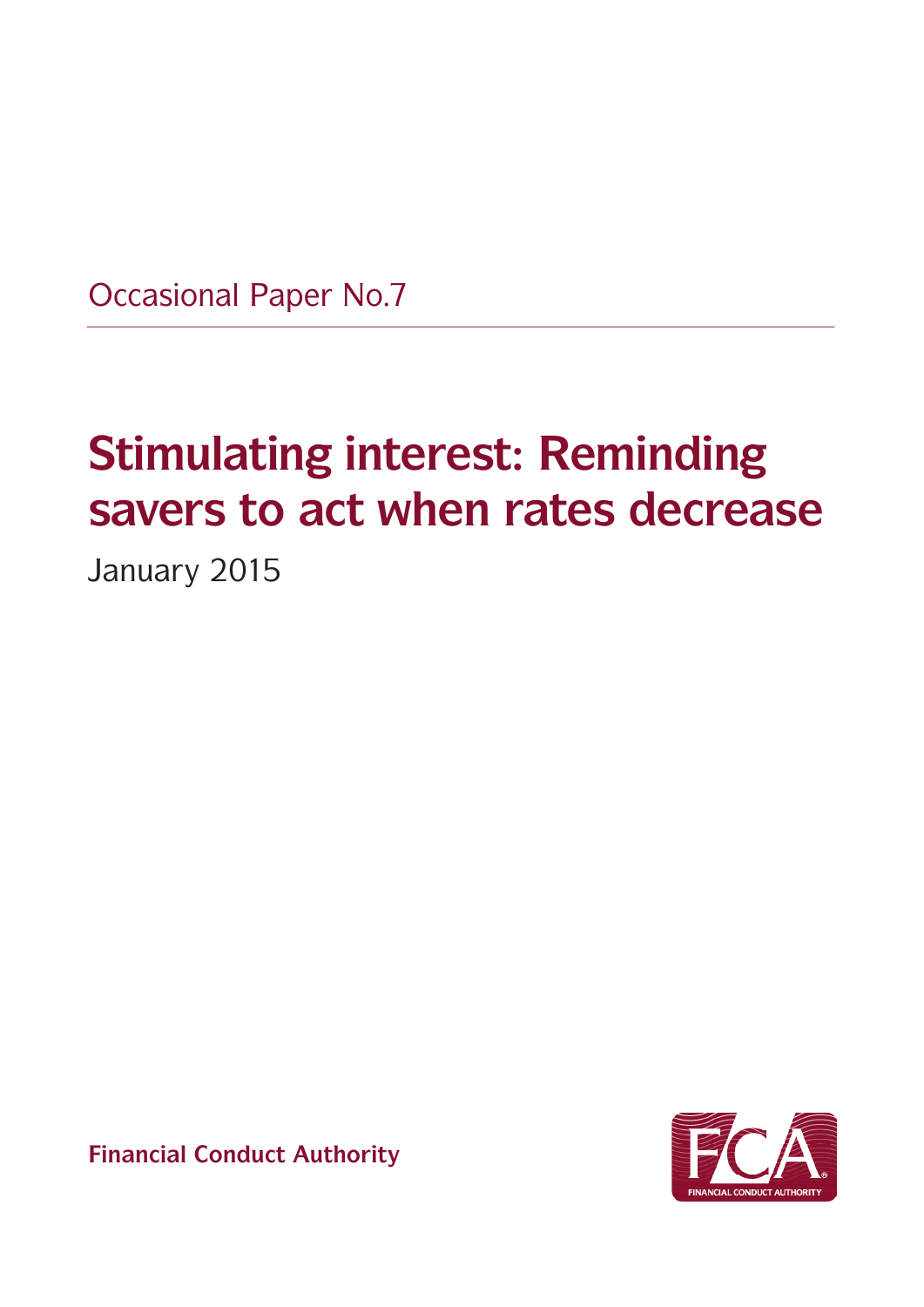Occasional Paper No.7

# Stimulating interest: Reminding savers to act when rates decrease

January 2015

**Financial Conduct Authority**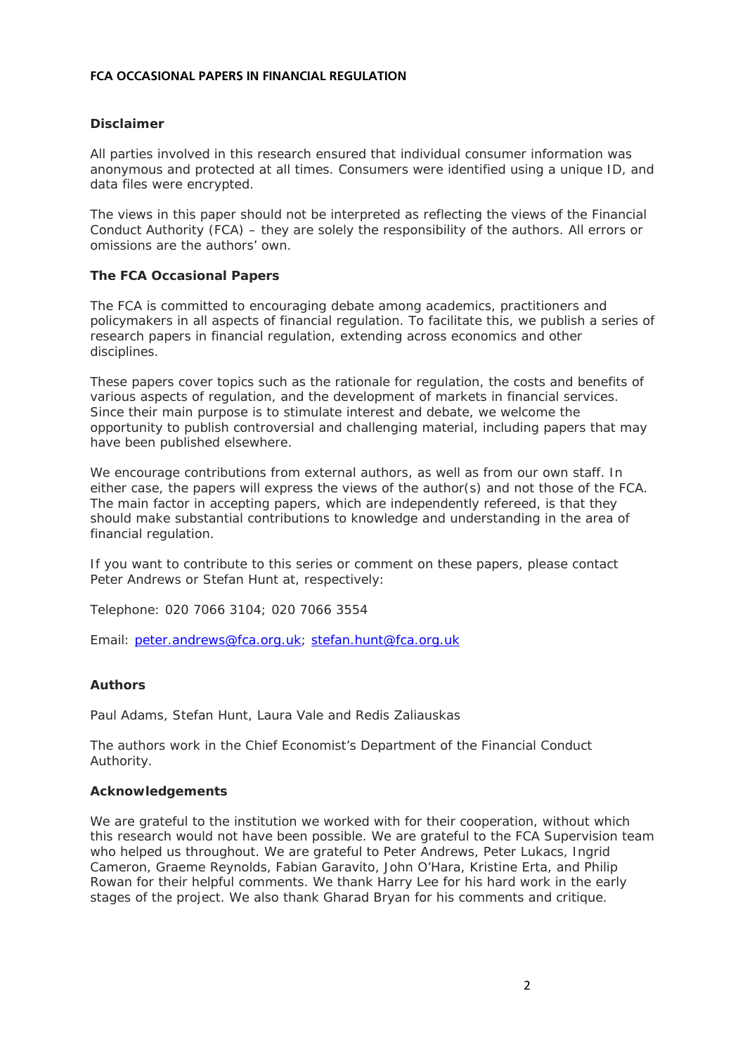**FCA OCCASIONAL PAPERS IN FINANCIAL REGULATION**

### Disclaimer

All parties involved in this research ensured that individual consumer information was anonymous and protected at all times. Consumers were identified using a unique ID, and data files were encrypted.

The views in this paper should not be interpreted as reflecting the views of the Financial Conduct Authority (FCA) – they are solely the responsibility of the authors. All errors or omissions are the authors' own.

### The FCA Occasional Papers

The FCA is committed to encouraging debate among academics, practitioners and policymakers in all aspects of financial regulation. To facilitate this, we publish a series of research papers in financial regulation, extending across economics and other disciplines.

These papers cover topics such as the rationale for regulation, the costs and benefits of various aspects of regulation, and the development of markets in financial services. Since their main purpose is to stimulate interest and debate, we welcome the opportunity to publish controversial and challenging material, including papers that may have been published elsewhere.

We encourage contributions from external authors, as well as from our own staff. In either case, the papers will express the views of the author(s) and not those of the FCA. The main factor in accepting papers, which are independently refereed, is that they should make substantial contributions to knowledge and understanding in the area of financial regulation.

If you want to contribute to this series or comment on these papers, please contact Peter Andrews or Stefan Hunt at, respectively:

Telephone: 020 7066 3104; 020 7066 3554

Email: peter.andrews@fca.org.uk; stefan.hunt@fca.org.uk

### Authors

Paul Adams, Stefan Hunt, Laura Vale and Redis Zaliauskas

The authors work in the Chief Economist's Department of the Financial Conduct Authority.

### Acknowledgements

We are grateful to the institution we worked with for their cooperation, without which this research would not have been possible. We are grateful to the FCA Supervision team who helped us throughout. We are grateful to Peter Andrews, Peter Lukacs, Ingrid Cameron, Graeme Reynolds, Fabian Garavito, John O'Hara, Kristine Erta, and Philip Rowan for their helpful comments. We thank Harry Lee for his hard work in the early stages of the project. We also thank Gharad Bryan for his comments and critique.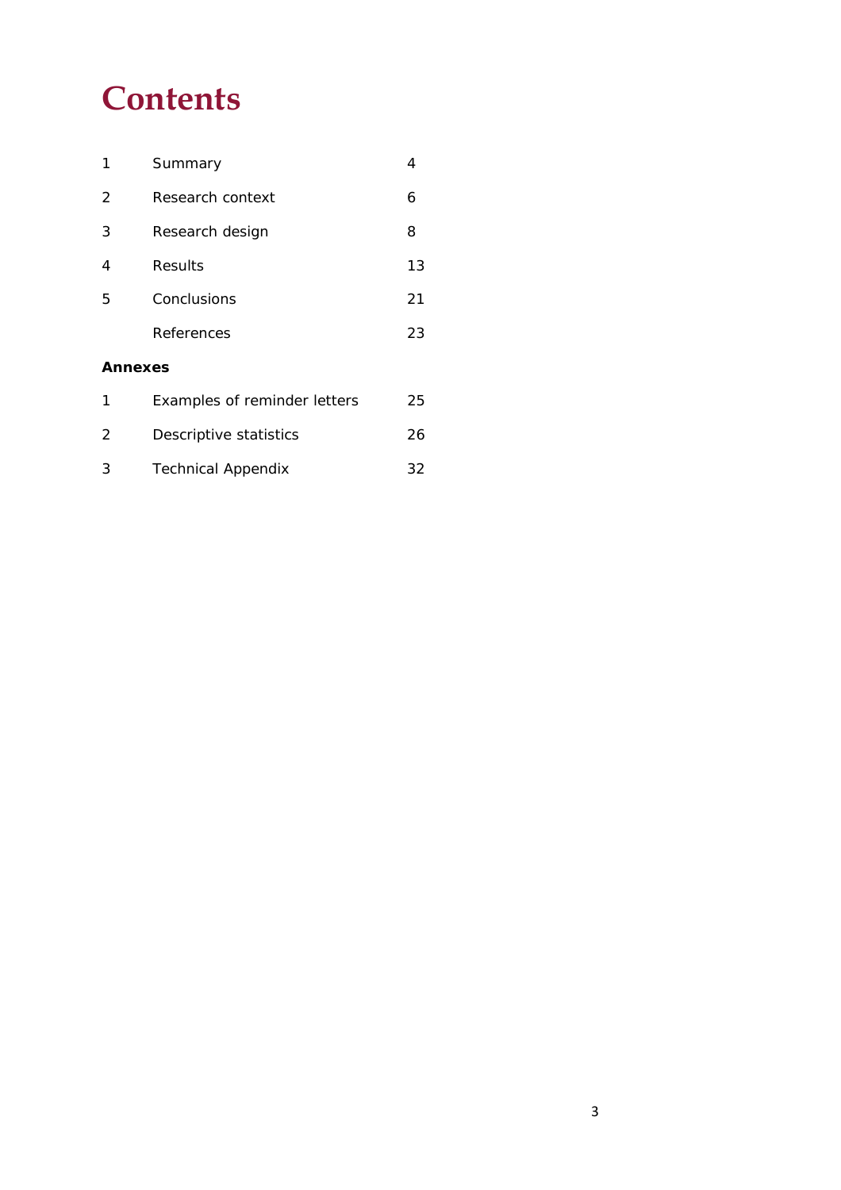# Contents

| | | |
|---|---|---|
| 1 | Summary | 4 |
| 2 | Research context | 6 |
| 3 | Research design | 8 |
| 4 | Results | 13 |
| 5 | Conclusions | 21 |
| | References | 23 |

**Annexes**

| | | |
|---|---|---|
| 1 | Examples of reminder letters | 25 |
| 2 | Descriptive statistics | 26 |
| 3 | Technical Appendix | 32 |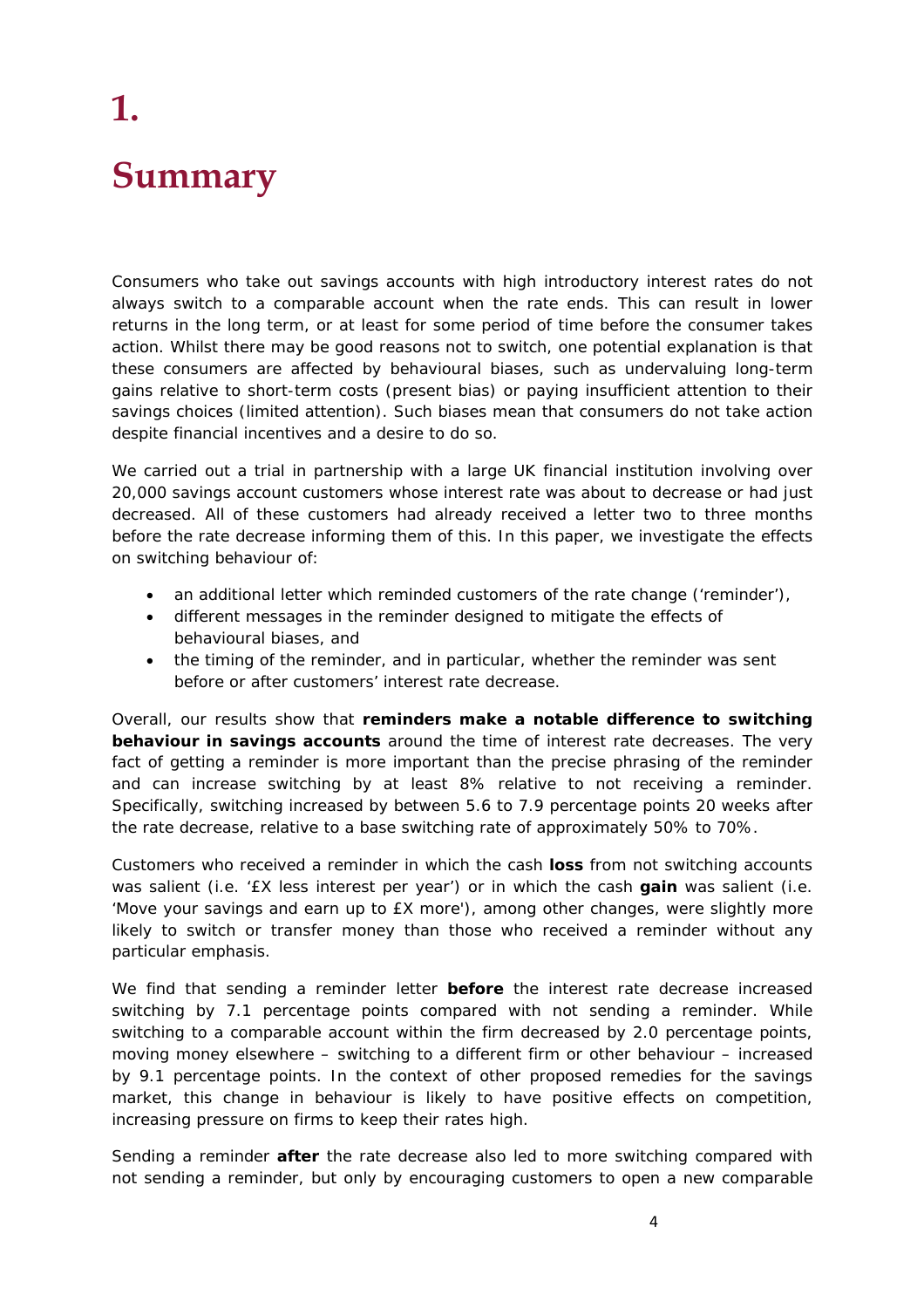# 1. Summary

Consumers who take out savings accounts with high introductory interest rates do not always switch to a comparable account when the rate ends. This can result in lower returns in the long term, or at least for some period of time before the consumer takes action. Whilst there may be good reasons not to switch, one potential explanation is that these consumers are affected by behavioural biases, such as undervaluing long-term gains relative to short-term costs (present bias) or paying insufficient attention to their savings choices (limited attention). Such biases mean that consumers do not take action despite financial incentives and a desire to do so.

We carried out a trial in partnership with a large UK financial institution involving over 20,000 savings account customers whose interest rate was about to decrease or had just decreased. All of these customers had already received a letter two to three months before the rate decrease informing them of this. In this paper, we investigate the effects on switching behaviour of:

- an additional letter which reminded customers of the rate change ('reminder'),
- different messages in the reminder designed to mitigate the effects of behavioural biases, and
- the timing of the reminder, and in particular, whether the reminder was sent before or after customers' interest rate decrease.

Overall, our results show that **reminders make a notable difference to switching behaviour in savings accounts** around the time of interest rate decreases. The very fact of getting a reminder is more important than the precise phrasing of the reminder and can increase switching by at least 8% relative to not receiving a reminder. Specifically, switching increased by between 5.6 to 7.9 percentage points 20 weeks after the rate decrease, relative to a base switching rate of approximately 50% to 70%.

Customers who received a reminder in which the cash **loss** from not switching accounts was salient (i.e. '£X less interest per year') or in which the cash **gain** was salient (i.e. 'Move your savings and earn up to £X more'), among other changes, were slightly more likely to switch or transfer money than those who received a reminder without any particular emphasis.

We find that sending a reminder letter **before** the interest rate decrease increased switching by 7.1 percentage points compared with not sending a reminder. While switching to a comparable account within the firm decreased by 2.0 percentage points, moving money elsewhere – switching to a different firm or other behaviour – increased by 9.1 percentage points. In the context of other proposed remedies for the savings market, this change in behaviour is likely to have positive effects on competition, increasing pressure on firms to keep their rates high.

Sending a reminder **after** the rate decrease also led to more switching compared with not sending a reminder, but only by encouraging customers to open a new comparable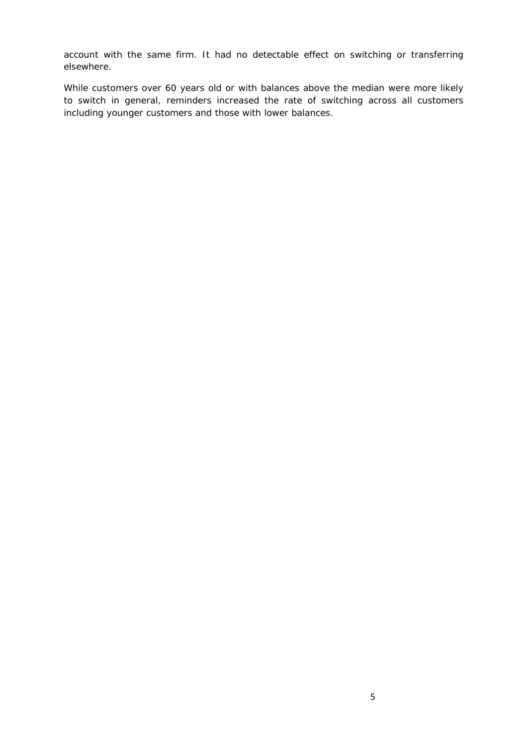account with the same firm. It had no detectable effect on switching or transferring elsewhere.

While customers over 60 years old or with balances above the median were more likely to switch in general, reminders increased the rate of switching across all customers including younger customers and those with lower balances.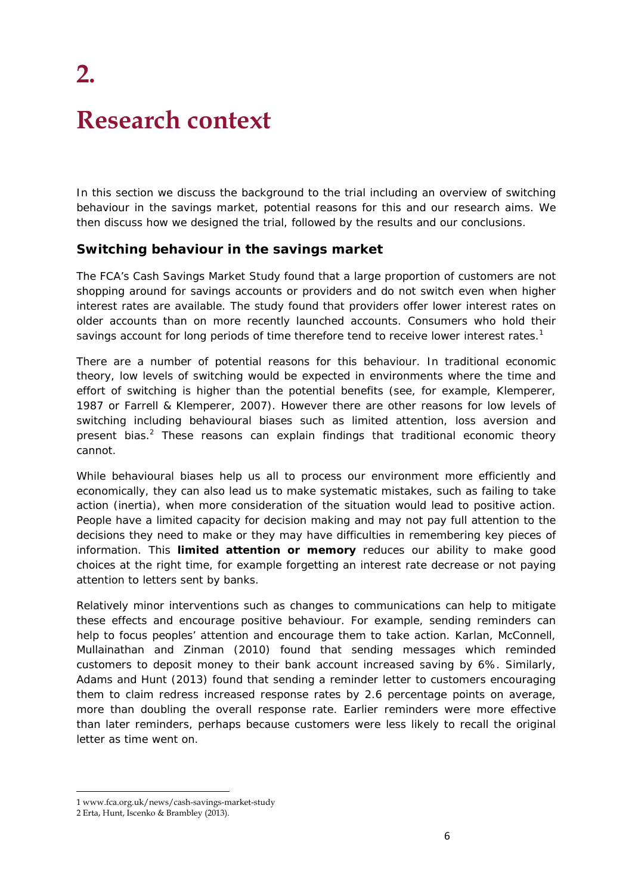# 2.

# Research context

In this section we discuss the background to the trial including an overview of switching behaviour in the savings market, potential reasons for this and our research aims. We then discuss how we designed the trial, followed by the results and our conclusions.

## Switching behaviour in the savings market

The FCA's Cash Savings Market Study found that a large proportion of customers are not shopping around for savings accounts or providers and do not switch even when higher interest rates are available. The study found that providers offer lower interest rates on older accounts than on more recently launched accounts. Consumers who hold their savings account for long periods of time therefore tend to receive lower interest rates.[1]

There are a number of potential reasons for this behaviour. In traditional economic theory, low levels of switching would be expected in environments where the time and effort of switching is higher than the potential benefits (see, for example, Klemperer, 1987 or Farrell & Klemperer, 2007). However there are other reasons for low levels of switching including behavioural biases such as limited attention, loss aversion and present bias.[2] These reasons can explain findings that traditional economic theory cannot.

While behavioural biases help us all to process our environment more efficiently and economically, they can also lead us to make systematic mistakes, such as failing to take action (inertia), when more consideration of the situation would lead to positive action. People have a limited capacity for decision making and may not pay full attention to the decisions they need to make or they may have difficulties in remembering key pieces of information. This **limited attention or memory** reduces our ability to make good choices at the right time, for example forgetting an interest rate decrease or not paying attention to letters sent by banks.

Relatively minor interventions such as changes to communications can help to mitigate these effects and encourage positive behaviour. For example, sending reminders can help to focus peoples' attention and encourage them to take action. Karlan, McConnell, Mullainathan and Zinman (2010) found that sending messages which reminded customers to deposit money to their bank account increased saving by 6%. Similarly, Adams and Hunt (2013) found that sending a reminder letter to customers encouraging them to claim redress increased response rates by 2.6 percentage points on average, more than doubling the overall response rate. Earlier reminders were more effective than later reminders, perhaps because customers were less likely to recall the original letter as time went on.

---

1 www.fca.org.uk/news/cash-savings-market-study

2 Erta, Hunt, Iscenko & Brambley (2013).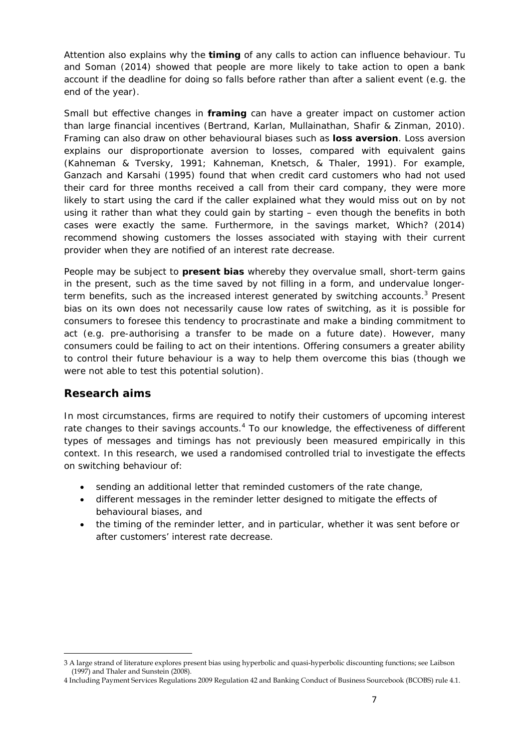Attention also explains why the **timing** of any calls to action can influence behaviour. Tu and Soman (2014) showed that people are more likely to take action to open a bank account if the deadline for doing so falls before rather than after a salient event (e.g. the end of the year).

Small but effective changes in **framing** can have a greater impact on customer action than large financial incentives (Bertrand, Karlan, Mullainathan, Shafir & Zinman, 2010). Framing can also draw on other behavioural biases such as **loss aversion**. Loss aversion explains our disproportionate aversion to losses, compared with equivalent gains (Kahneman & Tversky, 1991; Kahneman, Knetsch, & Thaler, 1991). For example, Ganzach and Karsahi (1995) found that when credit card customers who had not used their card for three months received a call from their card company, they were more likely to start using the card if the caller explained what they would miss out on by not using it rather than what they could gain by starting – even though the benefits in both cases were exactly the same. Furthermore, in the savings market, Which? (2014) recommend showing customers the losses associated with staying with their current provider when they are notified of an interest rate decrease.

People may be subject to **present bias** whereby they overvalue small, short-term gains in the present, such as the time saved by not filling in a form, and undervalue longer-term benefits, such as the increased interest generated by switching accounts.[3] Present bias on its own does not necessarily cause low rates of switching, as it is possible for consumers to foresee this tendency to procrastinate and make a binding commitment to act (e.g. pre-authorising a transfer to be made on a future date). However, many consumers could be failing to act on their intentions. Offering consumers a greater ability to control their future behaviour is a way to help them overcome this bias (though we were not able to test this potential solution).

## Research aims

In most circumstances, firms are required to notify their customers of upcoming interest rate changes to their savings accounts.[4] To our knowledge, the effectiveness of different types of messages and timings has not previously been measured empirically in this context. In this research, we used a randomised controlled trial to investigate the effects on switching behaviour of:

- sending an additional letter that reminded customers of the rate change,
- different messages in the reminder letter designed to mitigate the effects of behavioural biases, and
- the timing of the reminder letter, and in particular, whether it was sent before or after customers' interest rate decrease.

---

3 A large strand of literature explores present bias using hyperbolic and quasi-hyperbolic discounting functions; see Laibson (1997) and Thaler and Sunstein (2008).

4 Including Payment Services Regulations 2009 Regulation 42 and Banking Conduct of Business Sourcebook (BCOBS) rule 4.1.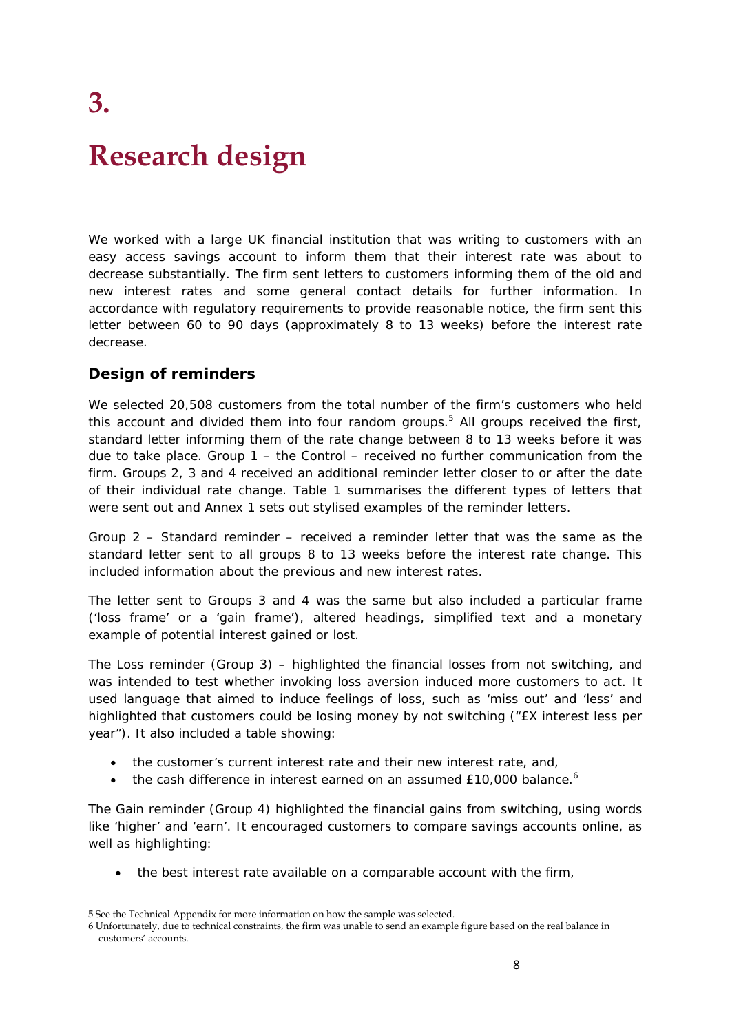# 3.

# Research design

We worked with a large UK financial institution that was writing to customers with an easy access savings account to inform them that their interest rate was about to decrease substantially. The firm sent letters to customers informing them of the old and new interest rates and some general contact details for further information. In accordance with regulatory requirements to provide reasonable notice, the firm sent this letter between 60 to 90 days (approximately 8 to 13 weeks) before the interest rate decrease.

## Design of reminders

We selected 20,508 customers from the total number of the firm's customers who held this account and divided them into four random groups.[5] All groups received the first, standard letter informing them of the rate change between 8 to 13 weeks before it was due to take place. Group 1 – the Control – received no further communication from the firm. Groups 2, 3 and 4 received an additional reminder letter closer to or after the date of their individual rate change. Table 1 summarises the different types of letters that were sent out and Annex 1 sets out stylised examples of the reminder letters.

Group 2 – Standard reminder – received a reminder letter that was the same as the standard letter sent to all groups 8 to 13 weeks before the interest rate change. This included information about the previous and new interest rates.

The letter sent to Groups 3 and 4 was the same but also included a particular frame ('loss frame' or a 'gain frame'), altered headings, simplified text and a monetary example of potential interest gained or lost.

The Loss reminder (Group 3) – highlighted the financial losses from not switching, and was intended to test whether invoking loss aversion induced more customers to act. It used language that aimed to induce feelings of loss, such as 'miss out' and 'less' and highlighted that customers could be losing money by not switching ("£X interest less per year"). It also included a table showing:

- the customer's current interest rate and their new interest rate, and,
- the cash difference in interest earned on an assumed £10,000 balance.[6]

The Gain reminder (Group 4) highlighted the financial gains from switching, using words like 'higher' and 'earn'. It encouraged customers to compare savings accounts online, as well as highlighting:

- the best interest rate available on a comparable account with the firm,

---

5 See the Technical Appendix for more information on how the sample was selected.

6 Unfortunately, due to technical constraints, the firm was unable to send an example figure based on the real balance in customers' accounts.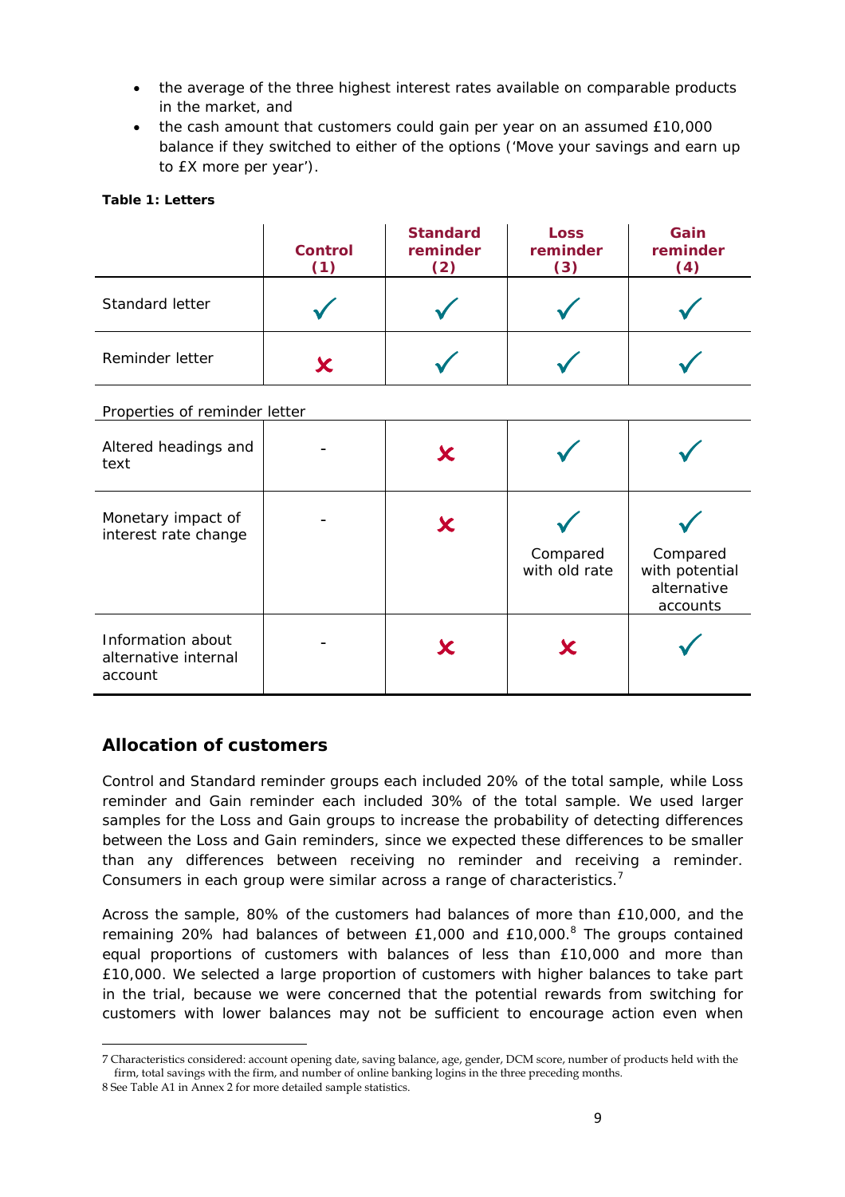- the average of the three highest interest rates available on comparable products in the market, and
- the cash amount that customers could gain per year on an assumed £10,000 balance if they switched to either of the options ('Move your savings and earn up to £X more per year').

**Table 1: Letters**

| | Control (1) | Standard reminder (2) | Loss reminder (3) | Gain reminder (4) |
|---|---|---|---|---|
| Standard letter | ✓ | ✓ | ✓ | ✓ |
| Reminder letter | ✗ | ✓ | ✓ | ✓ |
| Properties of reminder letter | | | | |
| Altered headings and text | - | ✗ | ✓ | ✓ |
| Monetary impact of interest rate change | - | ✗ | ✓ Compared with old rate | ✓ Compared with potential alternative accounts |
| Information about alternative internal account | - | ✗ | ✗ | ✓ |

## Allocation of customers

Control and Standard reminder groups each included 20% of the total sample, while Loss reminder and Gain reminder each included 30% of the total sample. We used larger samples for the Loss and Gain groups to increase the probability of detecting differences between the Loss and Gain reminders, since we expected these differences to be smaller than any differences between receiving no reminder and receiving a reminder. Consumers in each group were similar across a range of characteristics.[7]

Across the sample, 80% of the customers had balances of more than £10,000, and the remaining 20% had balances of between £1,000 and £10,000.[8] The groups contained equal proportions of customers with balances of less than £10,000 and more than £10,000. We selected a large proportion of customers with higher balances to take part in the trial, because we were concerned that the potential rewards from switching for customers with lower balances may not be sufficient to encourage action even when

---

7 Characteristics considered: account opening date, saving balance, age, gender, DCM score, number of products held with the firm, total savings with the firm, and number of online banking logins in the three preceding months.

8 See Table A1 in Annex 2 for more detailed sample statistics.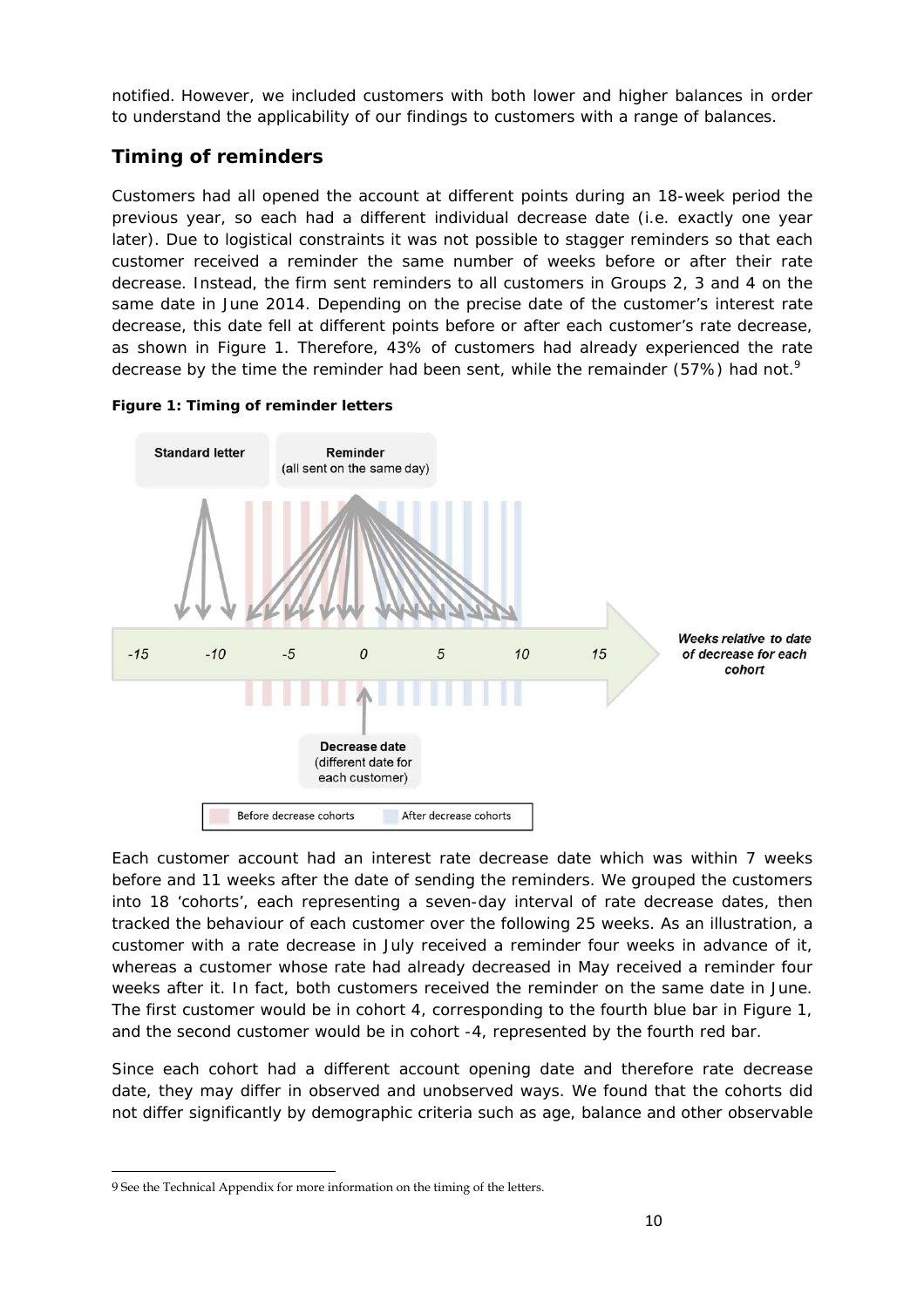notified. However, we included customers with both lower and higher balances in order to understand the applicability of our findings to customers with a range of balances.

## Timing of reminders

Customers had all opened the account at different points during an 18-week period the previous year, so each had a different individual decrease date (i.e. exactly one year later). Due to logistical constraints it was not possible to stagger reminders so that each customer received a reminder the same number of weeks before or after their rate decrease. Instead, the firm sent reminders to all customers in Groups 2, 3 and 4 on the same date in June 2014. Depending on the precise date of the customer's interest rate decrease, this date fell at different points before or after each customer's rate decrease, as shown in Figure 1. Therefore, 43% of customers had already experienced the rate decrease by the time the reminder had been sent, while the remainder (57%) had not.[9]

**Figure 1: Timing of reminder letters**

Standard letter

Reminder (all sent on the same day)

-15 -10 -5 0 5 10 15

*Weeks relative to date of decrease for each cohort*

Decrease date (different date for each customer)

Before decrease cohorts After decrease cohorts

Each customer account had an interest rate decrease date which was within 7 weeks before and 11 weeks after the date of sending the reminders. We grouped the customers into 18 'cohorts', each representing a seven-day interval of rate decrease dates, then tracked the behaviour of each customer over the following 25 weeks. As an illustration, a customer with a rate decrease in July received a reminder four weeks in advance of it, whereas a customer whose rate had already decreased in May received a reminder four weeks after it. In fact, both customers received the reminder on the same date in June. The first customer would be in cohort 4, corresponding to the fourth blue bar in Figure 1, and the second customer would be in cohort -4, represented by the fourth red bar.

Since each cohort had a different account opening date and therefore rate decrease date, they may differ in observed and unobserved ways. We found that the cohorts did not differ significantly by demographic criteria such as age, balance and other observable

---

9 See the Technical Appendix for more information on the timing of the letters.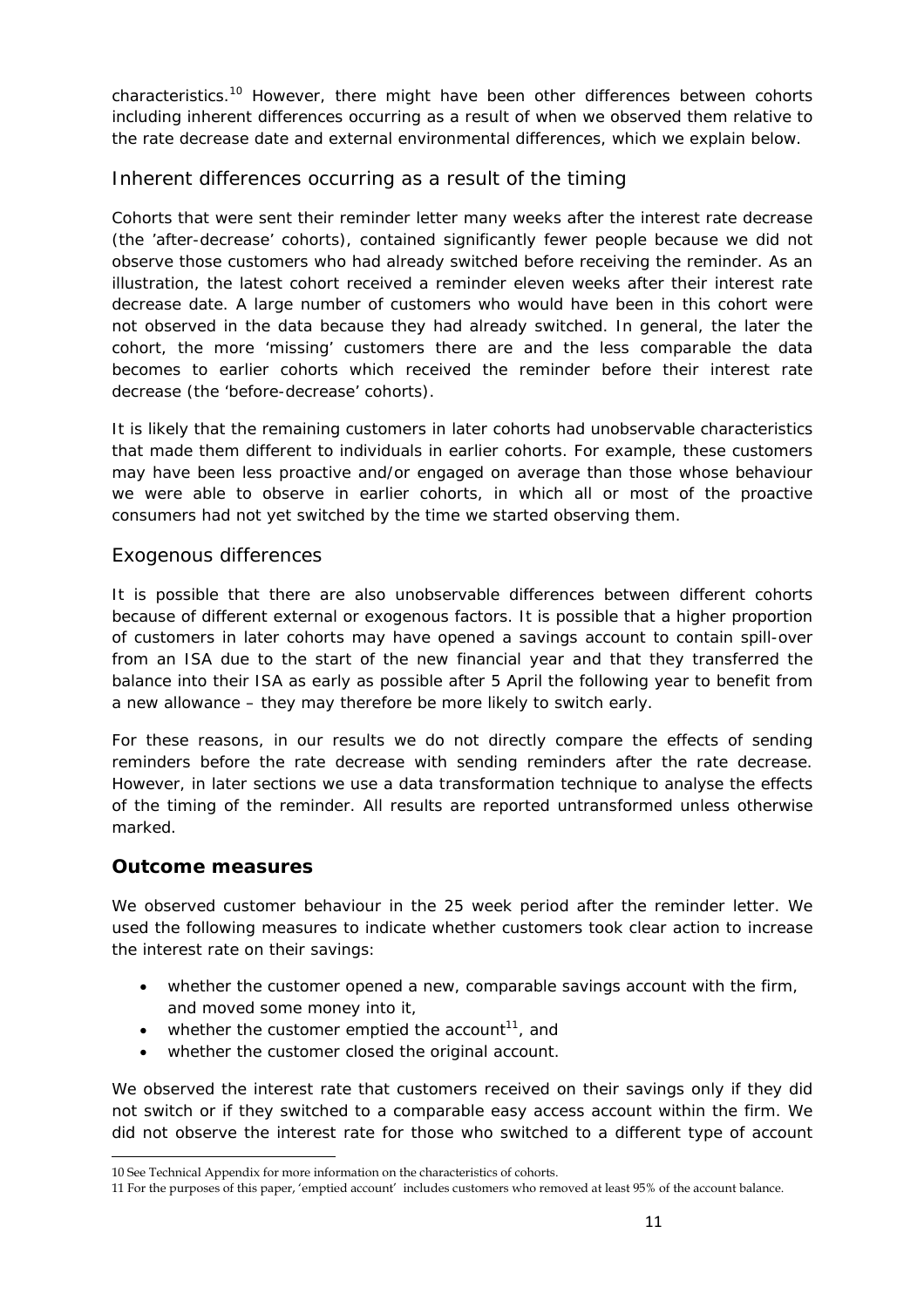characteristics.[10] However, there might have been other differences between cohorts including inherent differences occurring as a result of when we observed them relative to the rate decrease date and external environmental differences, which we explain below.

### Inherent differences occurring as a result of the timing

Cohorts that were sent their reminder letter many weeks after the interest rate decrease (the 'after-decrease' cohorts), contained significantly fewer people because we did not observe those customers who had already switched before receiving the reminder. As an illustration, the latest cohort received a reminder eleven weeks after their interest rate decrease date. A large number of customers who would have been in this cohort were not observed in the data because they had already switched. In general, the later the cohort, the more 'missing' customers there are and the less comparable the data becomes to earlier cohorts which received the reminder before their interest rate decrease (the 'before-decrease' cohorts).

It is likely that the remaining customers in later cohorts had unobservable characteristics that made them different to individuals in earlier cohorts. For example, these customers may have been less proactive and/or engaged on average than those whose behaviour we were able to observe in earlier cohorts, in which all or most of the proactive consumers had not yet switched by the time we started observing them.

### Exogenous differences

It is possible that there are also unobservable differences between different cohorts because of different external or exogenous factors. It is possible that a higher proportion of customers in later cohorts may have opened a savings account to contain spill-over from an ISA due to the start of the new financial year and that they transferred the balance into their ISA as early as possible after 5 April the following year to benefit from a new allowance – they may therefore be more likely to switch early.

For these reasons, in our results we do not directly compare the effects of sending reminders before the rate decrease with sending reminders after the rate decrease. However, in later sections we use a data transformation technique to analyse the effects of the timing of the reminder. All results are reported untransformed unless otherwise marked.

## Outcome measures

We observed customer behaviour in the 25 week period after the reminder letter. We used the following measures to indicate whether customers took clear action to increase the interest rate on their savings:

- whether the customer opened a new, comparable savings account with the firm, and moved some money into it,
- whether the customer emptied the account[11], and
- whether the customer closed the original account.

We observed the interest rate that customers received on their savings only if they did not switch or if they switched to a comparable easy access account within the firm. We did not observe the interest rate for those who switched to a different type of account

---

10 See Technical Appendix for more information on the characteristics of cohorts.

11 For the purposes of this paper, 'emptied account' includes customers who removed at least 95% of the account balance.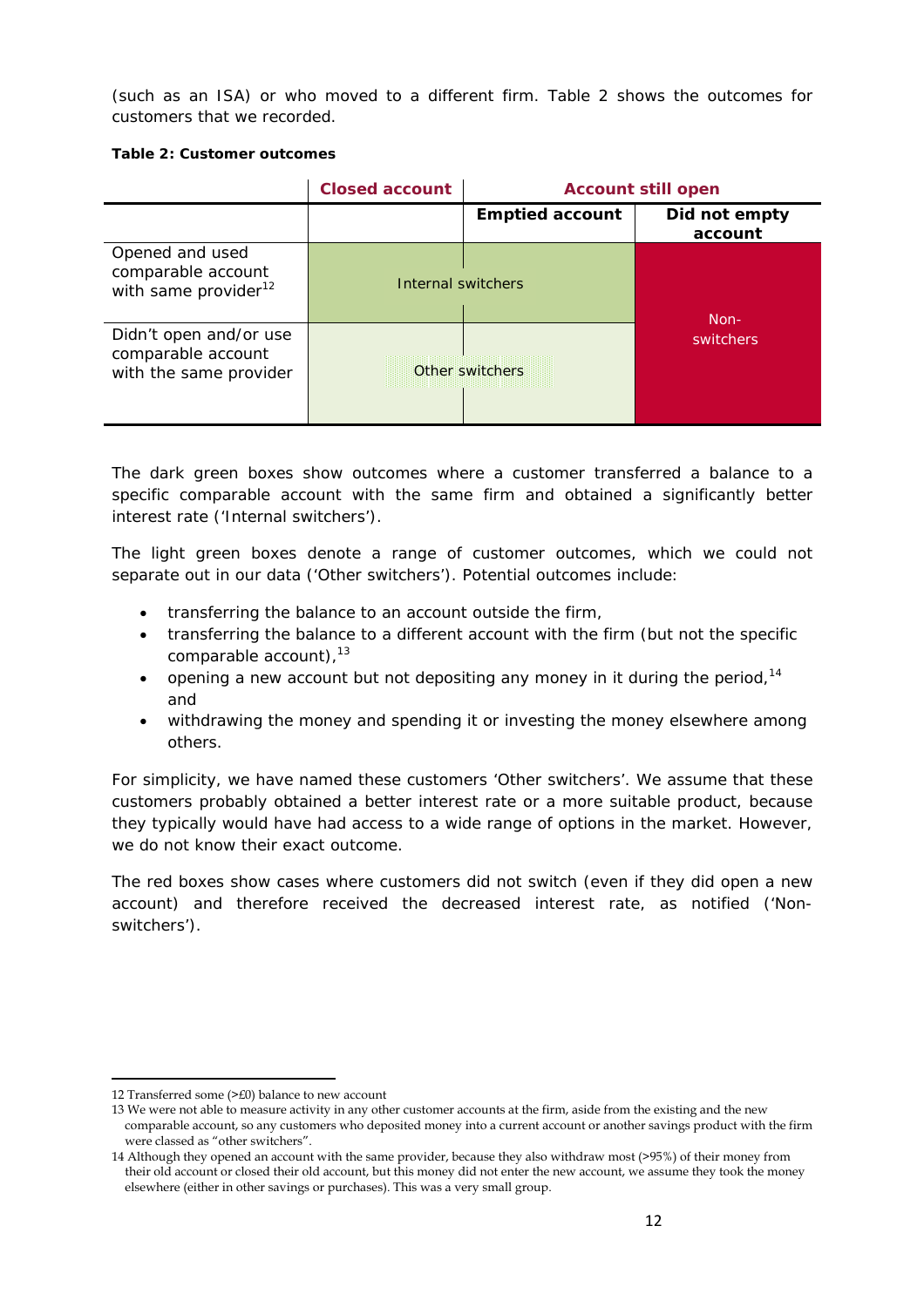(such as an ISA) or who moved to a different firm. Table 2 shows the outcomes for customers that we recorded.

**Table 2: Customer outcomes**

| | Closed account | Account still open | |
|---|---|---|---|
| | | **Emptied account** | **Did not empty account** |
| Opened and used comparable account with same provider[12] | Internal switchers | Internal switchers | Non-switchers |
| Didn't open and/or use comparable account with the same provider | Other switchers | Other switchers | Non-switchers |

The dark green boxes show outcomes where a customer transferred a balance to a specific comparable account with the same firm and obtained a significantly better interest rate ('Internal switchers').

The light green boxes denote a range of customer outcomes, which we could not separate out in our data ('Other switchers'). Potential outcomes include:

- transferring the balance to an account outside the firm,
- transferring the balance to a different account with the firm (but not the specific comparable account),[13]
- opening a new account but not depositing any money in it during the period,[14] and
- withdrawing the money and spending it or investing the money elsewhere among others.

For simplicity, we have named these customers 'Other switchers'. We assume that these customers probably obtained a better interest rate or a more suitable product, because they typically would have had access to a wide range of options in the market. However, we do not know their exact outcome.

The red boxes show cases where customers did not switch (even if they did open a new account) and therefore received the decreased interest rate, as notified ('Non-switchers').

---

12 Transferred some (>£0) balance to new account

13 We were not able to measure activity in any other customer accounts at the firm, aside from the existing and the new comparable account, so any customers who deposited money into a current account or another savings product with the firm were classed as "other switchers".

14 Although they opened an account with the same provider, because they also withdraw most (>95%) of their money from their old account or closed their old account, but this money did not enter the new account, we assume they took the money elsewhere (either in other savings or purchases). This was a very small group.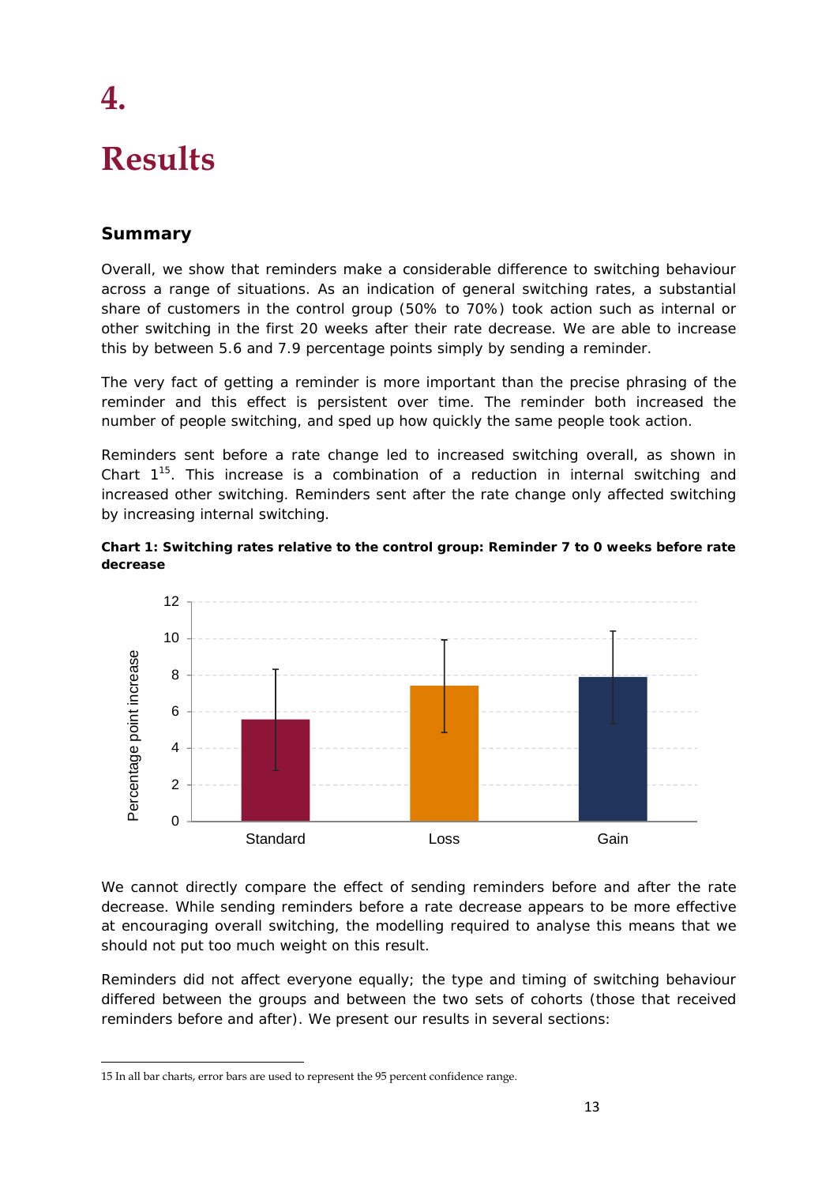# 4.

# Results

## Summary

Overall, we show that reminders make a considerable difference to switching behaviour across a range of situations. As an indication of general switching rates, a substantial share of customers in the control group (50% to 70%) took action such as internal or other switching in the first 20 weeks after their rate decrease. We are able to increase this by between 5.6 and 7.9 percentage points simply by sending a reminder.

The very fact of getting a reminder is more important than the precise phrasing of the reminder and this effect is persistent over time. The reminder both increased the number of people switching, and sped up how quickly the same people took action.

Reminders sent before a rate change led to increased switching overall, as shown in Chart 1[15]. This increase is a combination of a reduction in internal switching and increased other switching. Reminders sent after the rate change only affected switching by increasing internal switching.

**Chart 1: Switching rates relative to the control group: Reminder 7 to 0 weeks before rate decrease**

| | Standard | Loss | Gain |
|---|---|---|---|
| Percentage point increase | 5.6 | 7.4 | 7.9 |

We cannot directly compare the effect of sending reminders before and after the rate decrease. While sending reminders before a rate decrease appears to be more effective at encouraging overall switching, the modelling required to analyse this means that we should not put too much weight on this result.

Reminders did not affect everyone equally; the type and timing of switching behaviour differed between the groups and between the two sets of cohorts (those that received reminders before and after). We present our results in several sections:

---

15 In all bar charts, error bars are used to represent the 95 percent confidence range.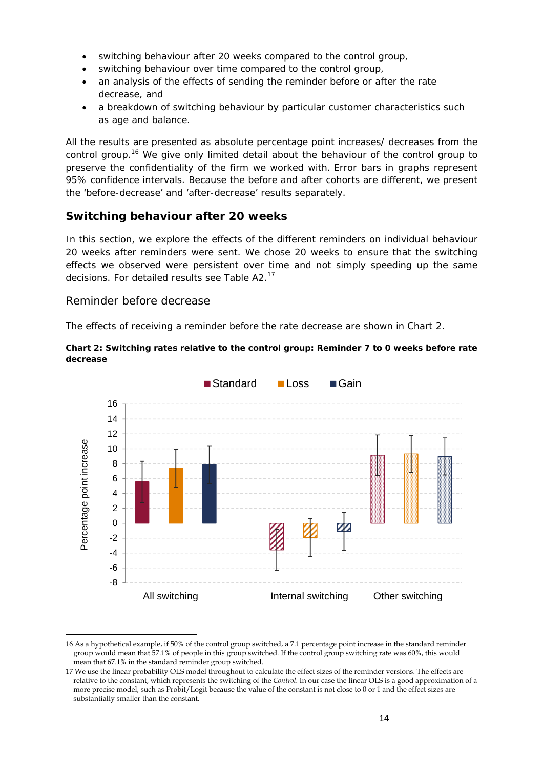- switching behaviour after 20 weeks compared to the control group,
- switching behaviour over time compared to the control group,
- an analysis of the effects of sending the reminder before or after the rate decrease, and
- a breakdown of switching behaviour by particular customer characteristics such as age and balance.

All the results are presented as absolute percentage point increases/ decreases from the control group.[16] We give only limited detail about the behaviour of the control group to preserve the confidentiality of the firm we worked with. Error bars in graphs represent 95% confidence intervals. Because the before and after cohorts are different, we present the 'before-decrease' and 'after-decrease' results separately.

## Switching behaviour after 20 weeks

In this section, we explore the effects of the different reminders on individual behaviour 20 weeks after reminders were sent. We chose 20 weeks to ensure that the switching effects we observed were persistent over time and not simply speeding up the same decisions. For detailed results see Table A2.[17]

### Reminder before decrease

The effects of receiving a reminder before the rate decrease are shown in Chart 2.

**Chart 2: Switching rates relative to the control group: Reminder 7 to 0 weeks before rate decrease**

---

16 As a hypothetical example, if 50% of the control group switched, a 7.1 percentage point increase in the standard reminder group would mean that 57.1% of people in this group switched. If the control group switching rate was 60%, this would mean that 67.1% in the standard reminder group switched.

17 We use the linear probability OLS model throughout to calculate the effect sizes of the reminder versions. The effects are relative to the constant, which represents the switching of the *Control*. In our case the linear OLS is a good approximation of a more precise model, such as Probit/Logit because the value of the constant is not close to 0 or 1 and the effect sizes are substantially smaller than the constant.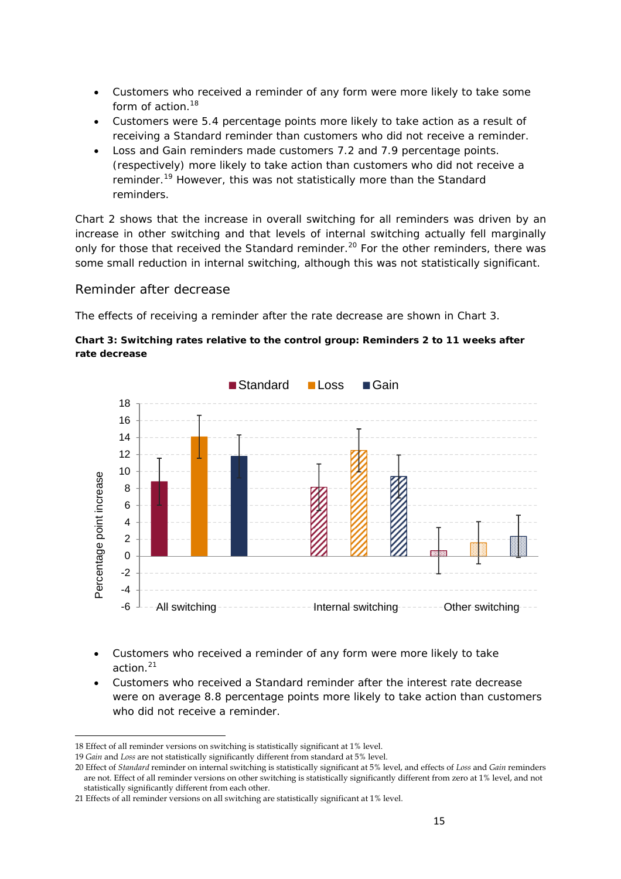- Customers who received a reminder of any form were more likely to take some form of action.[18]
- Customers were 5.4 percentage points more likely to take action as a result of receiving a Standard reminder than customers who did not receive a reminder.
- Loss and Gain reminders made customers 7.2 and 7.9 percentage points. (respectively) more likely to take action than customers who did not receive a reminder.[19] However, this was not statistically more than the Standard reminders.

Chart 2 shows that the increase in overall switching for all reminders was driven by an increase in other switching and that levels of internal switching actually fell marginally only for those that received the Standard reminder.[20] For the other reminders, there was some small reduction in internal switching, although this was not statistically significant.

## Reminder after decrease

The effects of receiving a reminder after the rate decrease are shown in Chart 3.

**Chart 3: Switching rates relative to the control group: Reminders 2 to 11 weeks after rate decrease**

- Customers who received a reminder of any form were more likely to take action.[21]
- Customers who received a Standard reminder after the interest rate decrease were on average 8.8 percentage points more likely to take action than customers who did not receive a reminder.

---

18 Effect of all reminder versions on switching is statistically significant at 1% level.

19 *Gain* and *Loss* are not statistically significantly different from standard at 5% level.

20 Effect of *Standard* reminder on internal switching is statistically significant at 5% level, and effects of *Loss* and *Gain* reminders are not. Effect of all reminder versions on other switching is statistically significantly different from zero at 1% level, and not statistically significantly different from each other.

21 Effects of all reminder versions on all switching are statistically significant at 1% level.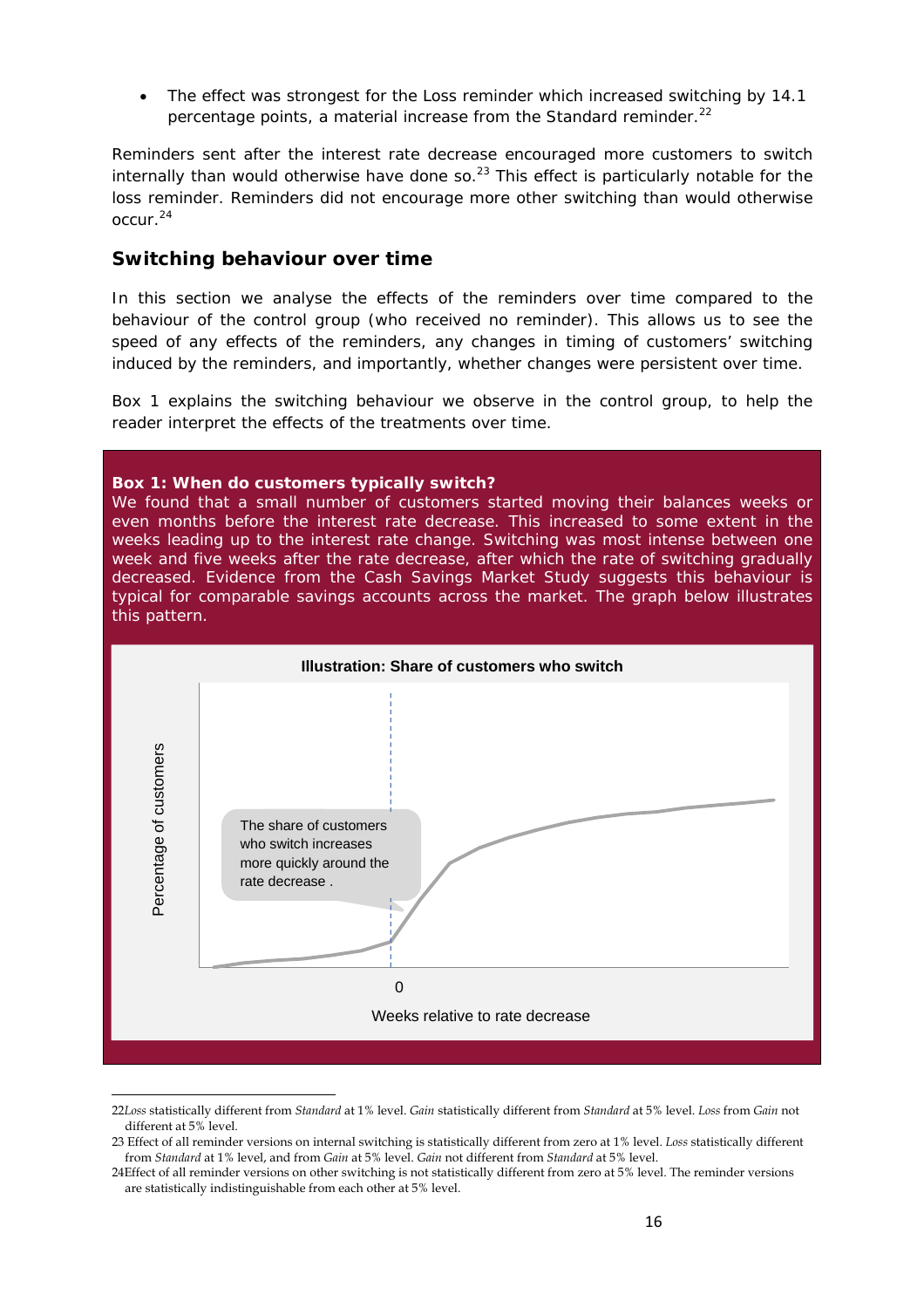- The effect was strongest for the Loss reminder which increased switching by 14.1 percentage points, a material increase from the Standard reminder.[22]

Reminders sent after the interest rate decrease encouraged more customers to switch internally than would otherwise have done so.[23] This effect is particularly notable for the loss reminder. Reminders did not encourage more other switching than would otherwise occur.[24]

## Switching behaviour over time

In this section we analyse the effects of the reminders over time compared to the behaviour of the control group (who received no reminder). This allows us to see the speed of any effects of the reminders, any changes in timing of customers' switching induced by the reminders, and importantly, whether changes were persistent over time.

Box 1 explains the switching behaviour we observe in the control group, to help the reader interpret the effects of the treatments over time.

**Box 1: When do customers typically switch?**

We found that a small number of customers started moving their balances weeks or even months before the interest rate decrease. This increased to some extent in the weeks leading up to the interest rate change. Switching was most intense between one week and five weeks after the rate decrease, after which the rate of switching gradually decreased. Evidence from the Cash Savings Market Study suggests this behaviour is typical for comparable savings accounts across the market. The graph below illustrates this pattern.

**Illustration: Share of customers who switch**

Percentage of customers

The share of customers who switch increases more quickly around the rate decrease .

0

Weeks relative to rate decrease

---

22 *Loss* statistically different from *Standard* at 1% level. *Gain* statistically different from *Standard* at 5% level. *Loss* from *Gain* not different at 5% level.

23 Effect of all reminder versions on internal switching is statistically different from zero at 1% level. *Loss* statistically different from *Standard* at 1% level, and from *Gain* at 5% level. *Gain* not different from *Standard* at 5% level.

24 Effect of all reminder versions on other switching is not statistically different from zero at 5% level. The reminder versions are statistically indistinguishable from each other at 5% level.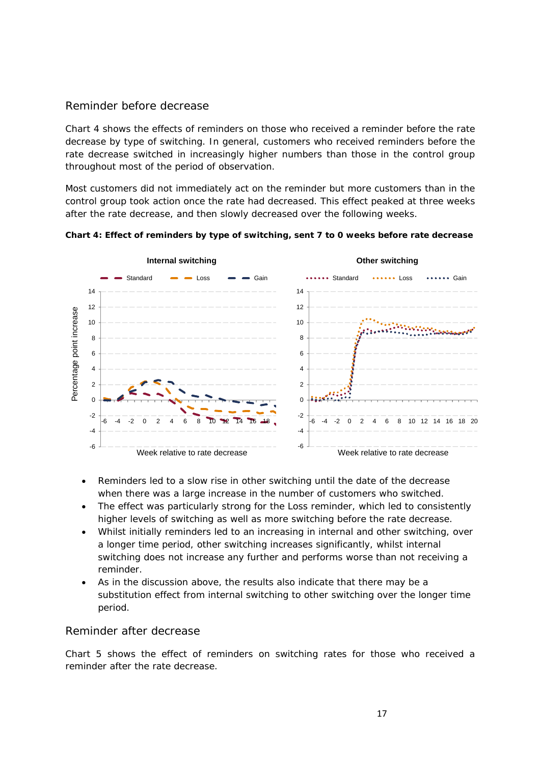## Reminder before decrease

Chart 4 shows the effects of reminders on those who received a reminder before the rate decrease by type of switching. In general, customers who received reminders before the rate decrease switched in increasingly higher numbers than those in the control group throughout most of the period of observation.

Most customers did not immediately act on the reminder but more customers than in the control group took action once the rate had decreased. This effect peaked at three weeks after the rate decrease, and then slowly decreased over the following weeks.

**Chart 4: Effect of reminders by type of switching, sent 7 to 0 weeks before rate decrease**

- Reminders led to a slow rise in other switching until the date of the decrease when there was a large increase in the number of customers who switched.
- The effect was particularly strong for the Loss reminder, which led to consistently higher levels of switching as well as more switching before the rate decrease.
- Whilst initially reminders led to an increasing in internal and other switching, over a longer time period, other switching increases significantly, whilst internal switching does not increase any further and performs worse than not receiving a reminder.
- As in the discussion above, the results also indicate that there may be a substitution effect from internal switching to other switching over the longer time period.

## Reminder after decrease

Chart 5 shows the effect of reminders on switching rates for those who received a reminder after the rate decrease.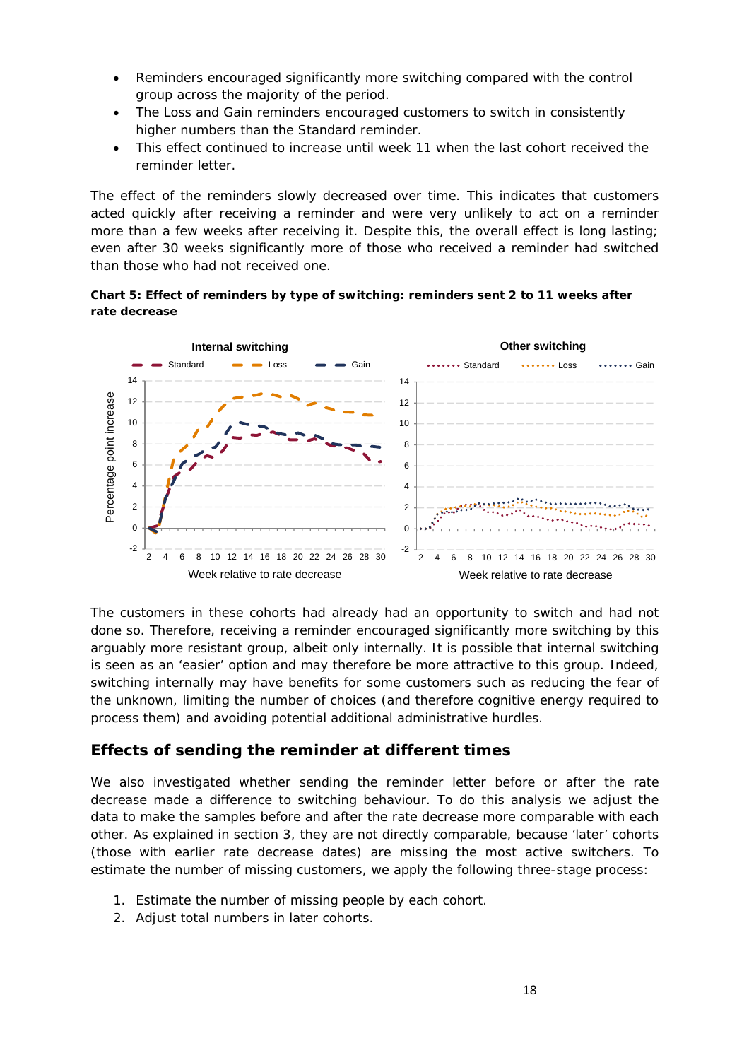- Reminders encouraged significantly more switching compared with the control group across the majority of the period.
- The Loss and Gain reminders encouraged customers to switch in consistently higher numbers than the Standard reminder.
- This effect continued to increase until week 11 when the last cohort received the reminder letter.

The effect of the reminders slowly decreased over time. This indicates that customers acted quickly after receiving a reminder and were very unlikely to act on a reminder more than a few weeks after receiving it. Despite this, the overall effect is long lasting; even after 30 weeks significantly more of those who received a reminder had switched than those who had not received one.

**Chart 5: Effect of reminders by type of switching: reminders sent 2 to 11 weeks after rate decrease**

The customers in these cohorts had already had an opportunity to switch and had not done so. Therefore, receiving a reminder encouraged significantly more switching by this arguably more resistant group, albeit only internally. It is possible that internal switching is seen as an 'easier' option and may therefore be more attractive to this group. Indeed, switching internally may have benefits for some customers such as reducing the fear of the unknown, limiting the number of choices (and therefore cognitive energy required to process them) and avoiding potential additional administrative hurdles.

## Effects of sending the reminder at different times

We also investigated whether sending the reminder letter before or after the rate decrease made a difference to switching behaviour. To do this analysis we adjust the data to make the samples before and after the rate decrease more comparable with each other. As explained in section 3, they are not directly comparable, because 'later' cohorts (those with earlier rate decrease dates) are missing the most active switchers. To estimate the number of missing customers, we apply the following three-stage process:

1. Estimate the number of missing people by each cohort.
2. Adjust total numbers in later cohorts.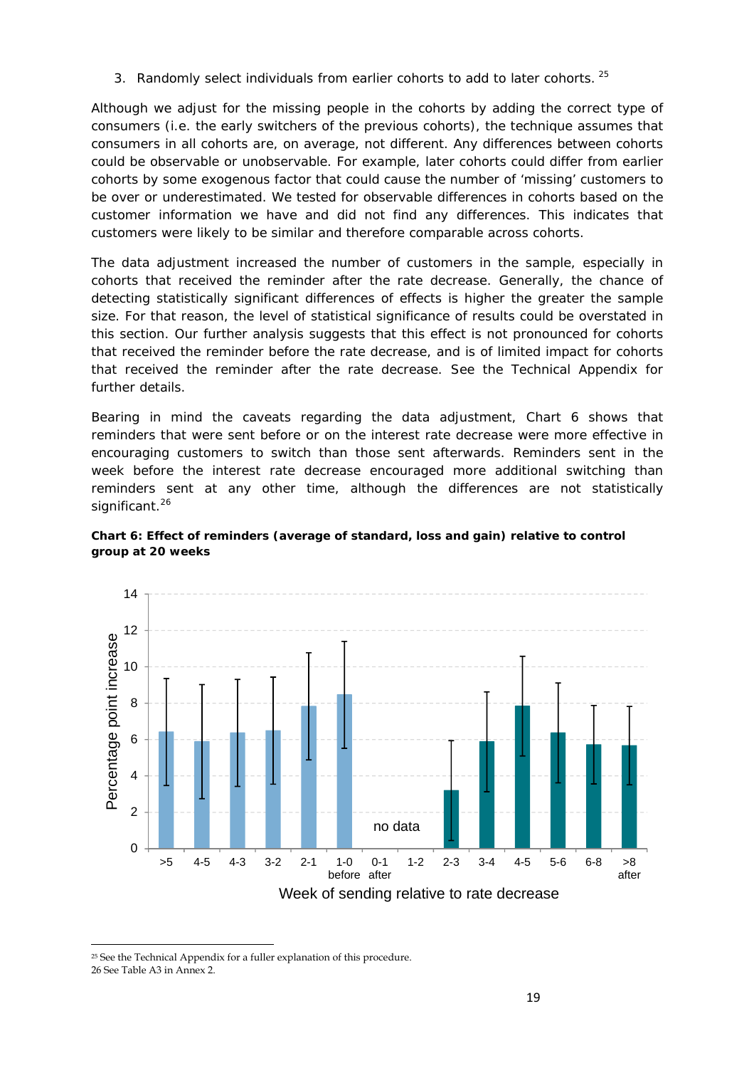3. Randomly select individuals from earlier cohorts to add to later cohorts.[25]

Although we adjust for the missing people in the cohorts by adding the correct type of consumers (i.e. the early switchers of the previous cohorts), the technique assumes that consumers in all cohorts are, on average, not different. Any differences between cohorts could be observable or unobservable. For example, later cohorts could differ from earlier cohorts by some exogenous factor that could cause the number of 'missing' customers to be over or underestimated. We tested for observable differences in cohorts based on the customer information we have and did not find any differences. This indicates that customers were likely to be similar and therefore comparable across cohorts.

The data adjustment increased the number of customers in the sample, especially in cohorts that received the reminder after the rate decrease. Generally, the chance of detecting statistically significant differences of effects is higher the greater the sample size. For that reason, the level of statistical significance of results could be overstated in this section. Our further analysis suggests that this effect is not pronounced for cohorts that received the reminder before the rate decrease, and is of limited impact for cohorts that received the reminder after the rate decrease. See the Technical Appendix for further details.

Bearing in mind the caveats regarding the data adjustment, Chart 6 shows that reminders that were sent before or on the interest rate decrease were more effective in encouraging customers to switch than those sent afterwards. Reminders sent in the week before the interest rate decrease encouraged more additional switching than reminders sent at any other time, although the differences are not statistically significant.[26]

**Chart 6: Effect of reminders (average of standard, loss and gain) relative to control group at 20 weeks**

| Week of sending relative to rate decrease | Percentage point increase (approx.) |
|---|---|
| >5 | 6.4 |
| 4-5 | 5.9 |
| 4-3 | 6.4 |
| 3-2 | 6.5 |
| 2-1 | 7.8 |
| 1-0 before | 8.5 |
| 0-1 after | no data |
| 1-2 | no data |
| 2-3 | 3.2 |
| 3-4 | 5.9 |
| 4-5 | 7.8 |
| 5-6 | 6.4 |
| 6-8 | 5.7 |
| >8 after | 5.7 |

[25] See the Technical Appendix for a fuller explanation of this procedure.

[26] See Table A3 in Annex 2.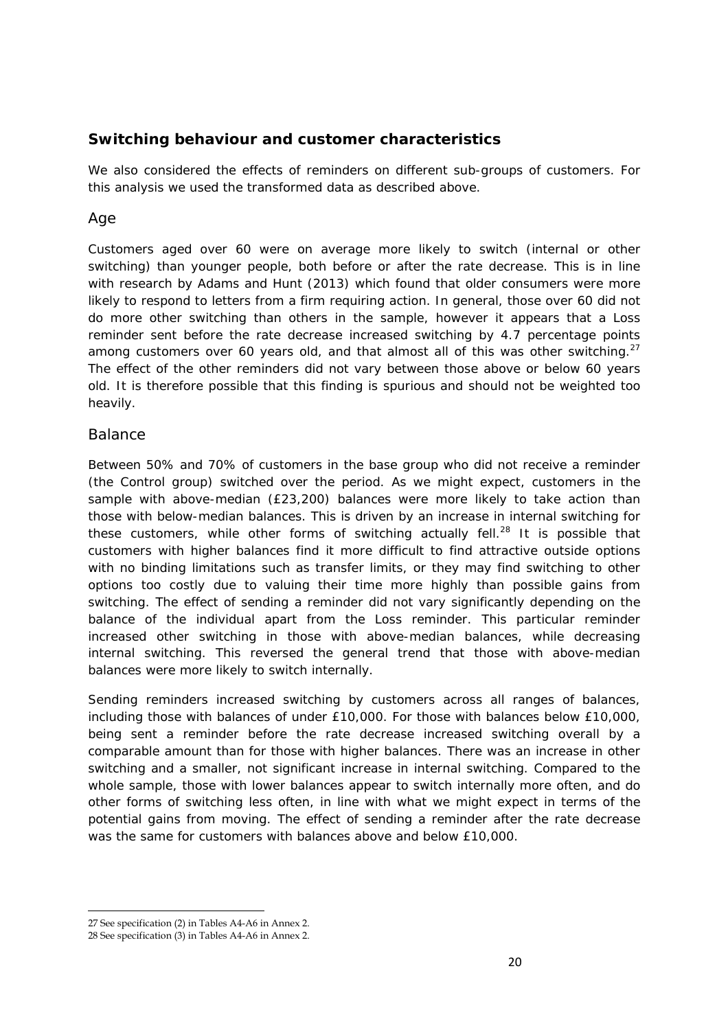## Switching behaviour and customer characteristics

We also considered the effects of reminders on different sub-groups of customers. For this analysis we used the transformed data as described above.

### Age

Customers aged over 60 were on average more likely to switch (internal or other switching) than younger people, both before or after the rate decrease. This is in line with research by Adams and Hunt (2013) which found that older consumers were more likely to respond to letters from a firm requiring action. In general, those over 60 did not do more other switching than others in the sample, however it appears that a Loss reminder sent before the rate decrease increased switching by 4.7 percentage points among customers over 60 years old, and that almost all of this was other switching.[27] The effect of the other reminders did not vary between those above or below 60 years old. It is therefore possible that this finding is spurious and should not be weighted too heavily.

### Balance

Between 50% and 70% of customers in the base group who did not receive a reminder (the Control group) switched over the period. As we might expect, customers in the sample with above-median (£23,200) balances were more likely to take action than those with below-median balances. This is driven by an increase in internal switching for these customers, while other forms of switching actually fell.[28] It is possible that customers with higher balances find it more difficult to find attractive outside options with no binding limitations such as transfer limits, or they may find switching to other options too costly due to valuing their time more highly than possible gains from switching. The effect of sending a reminder did not vary significantly depending on the balance of the individual apart from the Loss reminder. This particular reminder increased other switching in those with above-median balances, while decreasing internal switching. This reversed the general trend that those with above-median balances were more likely to switch internally.

Sending reminders increased switching by customers across all ranges of balances, including those with balances of under £10,000. For those with balances below £10,000, being sent a reminder before the rate decrease increased switching overall by a comparable amount than for those with higher balances. There was an increase in other switching and a smaller, not significant increase in internal switching. Compared to the whole sample, those with lower balances appear to switch internally more often, and do other forms of switching less often, in line with what we might expect in terms of the potential gains from moving. The effect of sending a reminder after the rate decrease was the same for customers with balances above and below £10,000.

---

27 See specification (2) in Tables A4-A6 in Annex 2.

28 See specification (3) in Tables A4-A6 in Annex 2.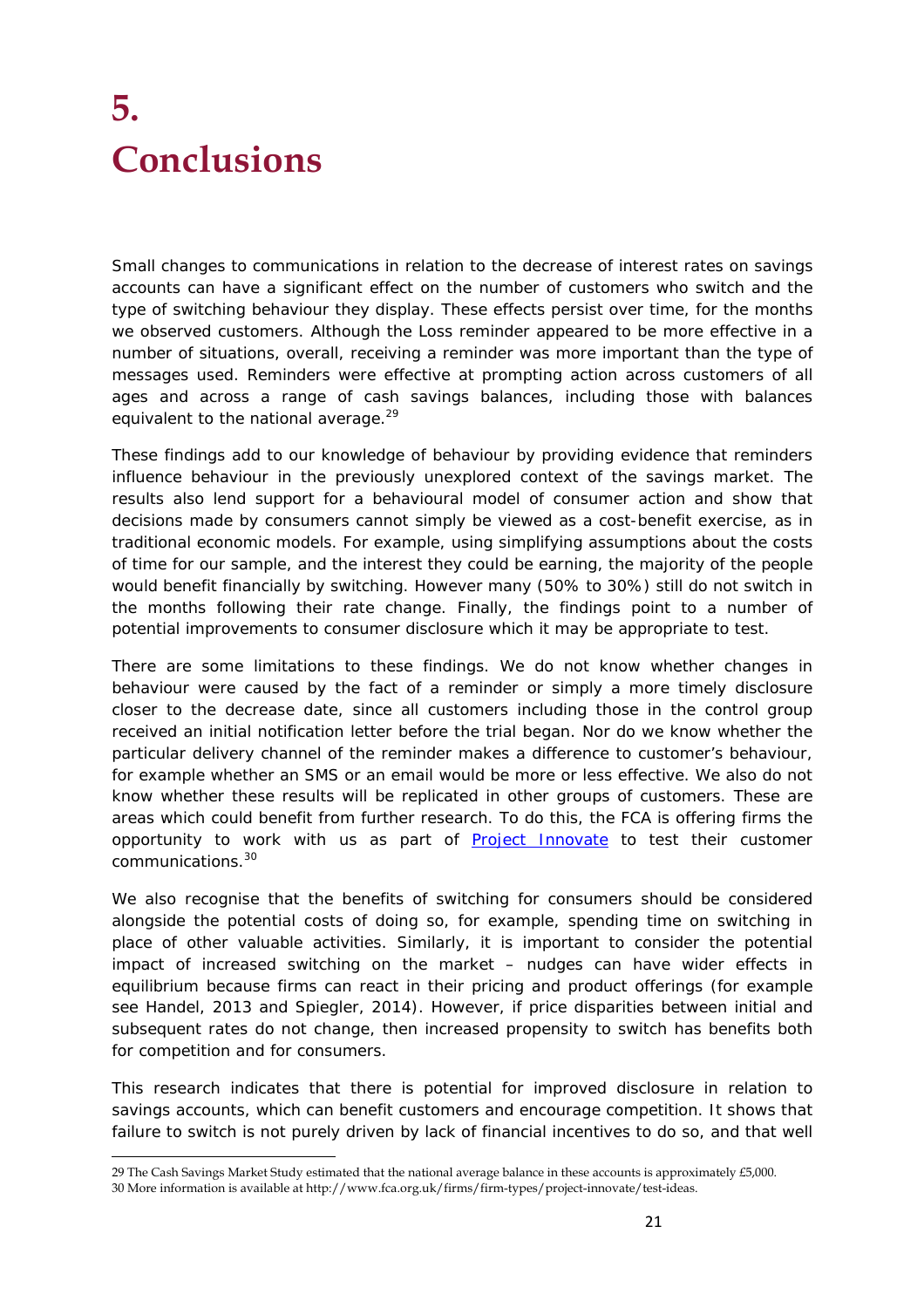# 5. Conclusions

Small changes to communications in relation to the decrease of interest rates on savings accounts can have a significant effect on the number of customers who switch and the type of switching behaviour they display. These effects persist over time, for the months we observed customers. Although the Loss reminder appeared to be more effective in a number of situations, overall, receiving a reminder was more important than the type of messages used. Reminders were effective at prompting action across customers of all ages and across a range of cash savings balances, including those with balances equivalent to the national average.[29]

These findings add to our knowledge of behaviour by providing evidence that reminders influence behaviour in the previously unexplored context of the savings market. The results also lend support for a behavioural model of consumer action and show that decisions made by consumers cannot simply be viewed as a cost-benefit exercise, as in traditional economic models. For example, using simplifying assumptions about the costs of time for our sample, and the interest they could be earning, the majority of the people would benefit financially by switching. However many (50% to 30%) still do not switch in the months following their rate change. Finally, the findings point to a number of potential improvements to consumer disclosure which it may be appropriate to test.

There are some limitations to these findings. We do not know whether changes in behaviour were caused by the fact of a reminder or simply a more timely disclosure closer to the decrease date, since all customers including those in the control group received an initial notification letter before the trial began. Nor do we know whether the particular delivery channel of the reminder makes a difference to customer's behaviour, for example whether an SMS or an email would be more or less effective. We also do not know whether these results will be replicated in other groups of customers. These are areas which could benefit from further research. To do this, the FCA is offering firms the opportunity to work with us as part of Project Innovate to test their customer communications.[30]

We also recognise that the benefits of switching for consumers should be considered alongside the potential costs of doing so, for example, spending time on switching in place of other valuable activities. Similarly, it is important to consider the potential impact of increased switching on the market – nudges can have wider effects in equilibrium because firms can react in their pricing and product offerings (for example see Handel, 2013 and Spiegler, 2014). However, if price disparities between initial and subsequent rates do not change, then increased propensity to switch has benefits both for competition and for consumers.

This research indicates that there is potential for improved disclosure in relation to savings accounts, which can benefit customers and encourage competition. It shows that failure to switch is not purely driven by lack of financial incentives to do so, and that well

---

29 The Cash Savings Market Study estimated that the national average balance in these accounts is approximately £5,000.

30 More information is available at http://www.fca.org.uk/firms/firm-types/project-innovate/test-ideas.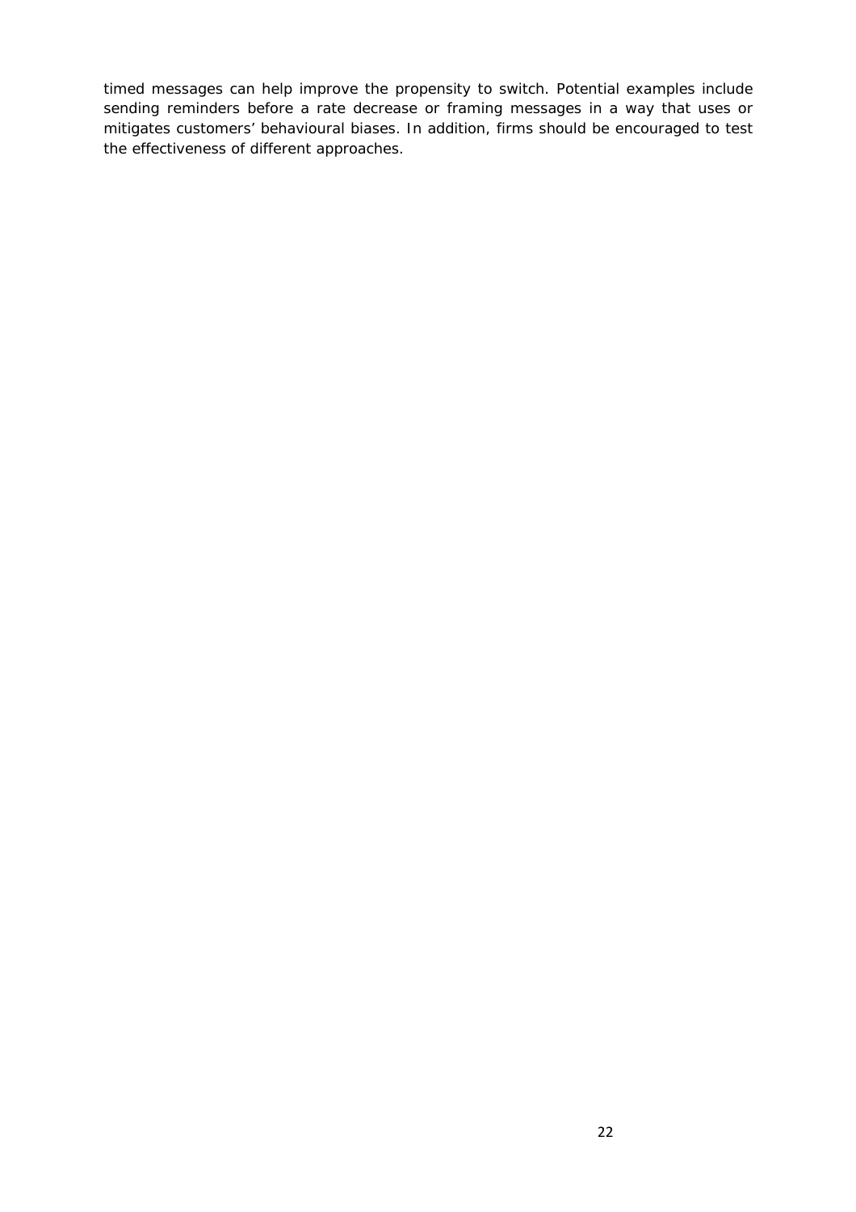timed messages can help improve the propensity to switch. Potential examples include sending reminders before a rate decrease or framing messages in a way that uses or mitigates customers' behavioural biases. In addition, firms should be encouraged to test the effectiveness of different approaches.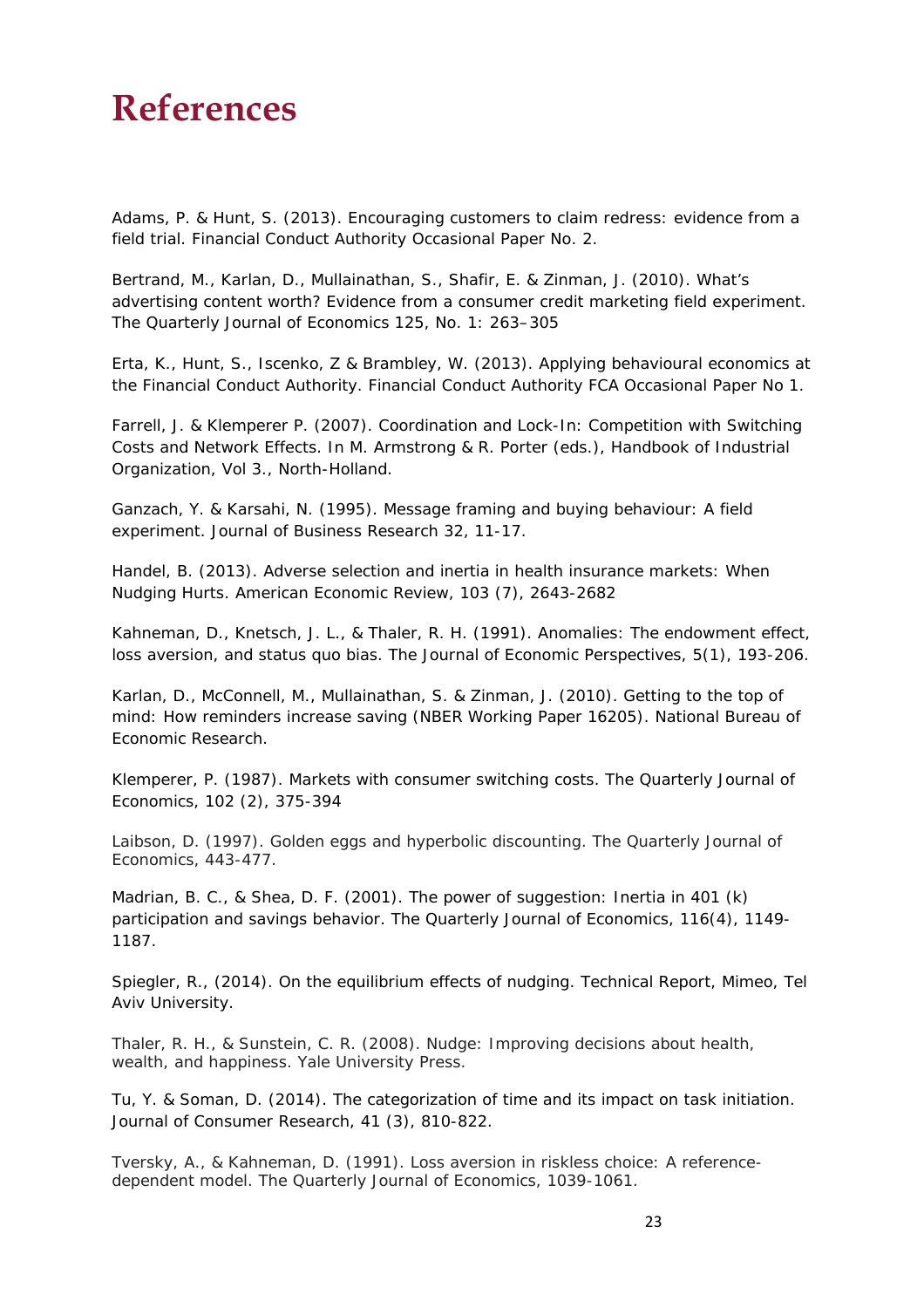# References

Adams, P. & Hunt, S. (2013). Encouraging customers to claim redress: evidence from a field trial. Financial Conduct Authority Occasional Paper No. 2.

Bertrand, M., Karlan, D., Mullainathan, S., Shafir, E. & Zinman, J. (2010). What's advertising content worth? Evidence from a consumer credit marketing field experiment. The Quarterly Journal of Economics 125, No. 1: 263–305

Erta, K., Hunt, S., Iscenko, Z & Brambley, W. (2013). Applying behavioural economics at the Financial Conduct Authority. Financial Conduct Authority FCA Occasional Paper No 1.

Farrell, J. & Klemperer P. (2007). Coordination and Lock-In: Competition with Switching Costs and Network Effects. In M. Armstrong & R. Porter (eds.), Handbook of Industrial Organization, Vol 3., North-Holland.

Ganzach, Y. & Karsahi, N. (1995). Message framing and buying behaviour: A field experiment. Journal of Business Research 32, 11-17.

Handel, B. (2013). Adverse selection and inertia in health insurance markets: When Nudging Hurts. American Economic Review, 103 (7), 2643-2682

Kahneman, D., Knetsch, J. L., & Thaler, R. H. (1991). Anomalies: The endowment effect, loss aversion, and status quo bias. The Journal of Economic Perspectives, 5(1), 193-206.

Karlan, D., McConnell, M., Mullainathan, S. & Zinman, J. (2010). Getting to the top of mind: How reminders increase saving (NBER Working Paper 16205). National Bureau of Economic Research.

Klemperer, P. (1987). Markets with consumer switching costs. The Quarterly Journal of Economics, 102 (2), 375-394

Laibson, D. (1997). Golden eggs and hyperbolic discounting. The Quarterly Journal of Economics, 443-477.

Madrian, B. C., & Shea, D. F. (2001). The power of suggestion: Inertia in 401 (k) participation and savings behavior. The Quarterly Journal of Economics, 116(4), 1149-1187.

Spiegler, R., (2014). On the equilibrium effects of nudging. Technical Report, Mimeo, Tel Aviv University.

Thaler, R. H., & Sunstein, C. R. (2008). Nudge: Improving decisions about health, wealth, and happiness. Yale University Press.

Tu, Y. & Soman, D. (2014). The categorization of time and its impact on task initiation. Journal of Consumer Research, 41 (3), 810-822.

Tversky, A., & Kahneman, D. (1991). Loss aversion in riskless choice: A reference-dependent model. The Quarterly Journal of Economics, 1039-1061.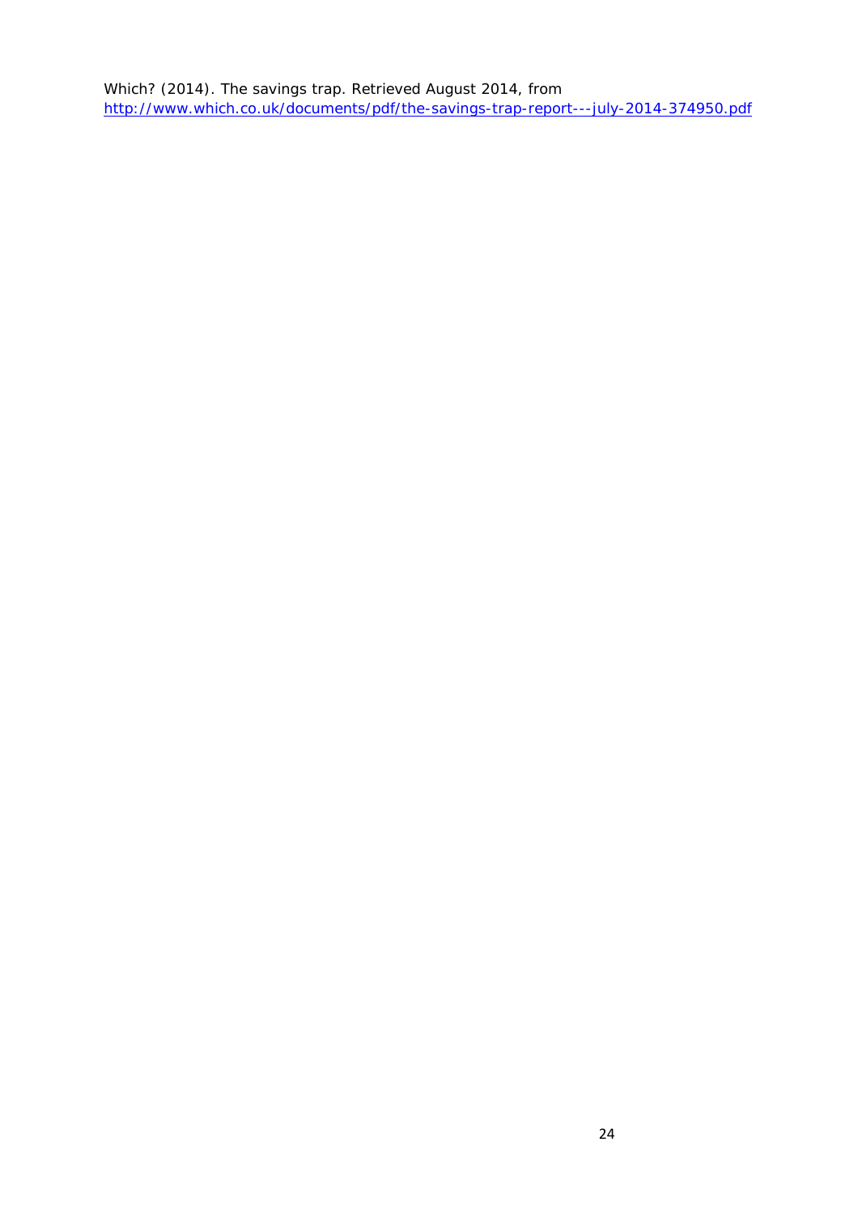Which? (2014). The savings trap. Retrieved August 2014, from http://www.which.co.uk/documents/pdf/the-savings-trap-report---july-2014-374950.pdf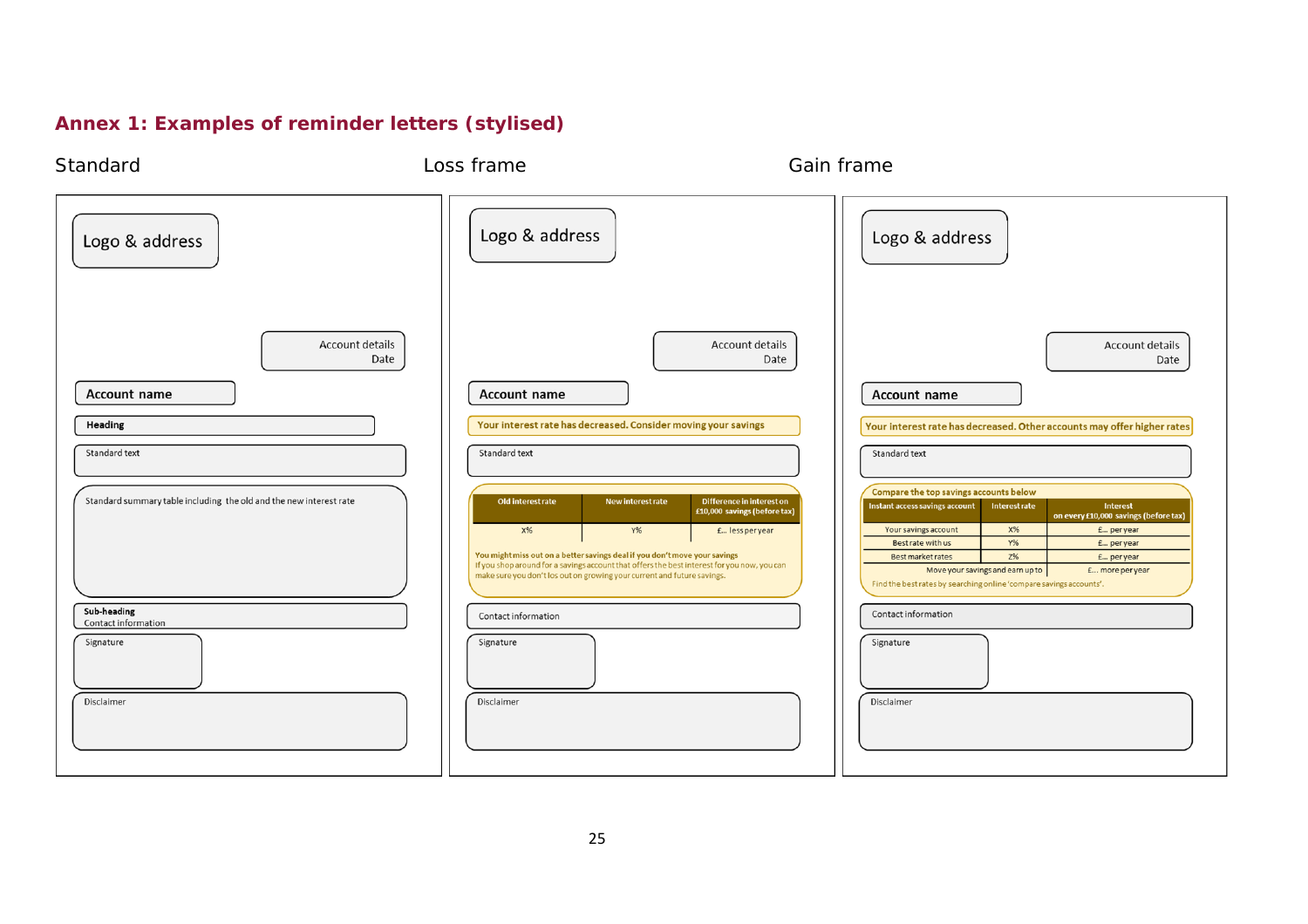## Annex 1: Examples of reminder letters (stylised)

### Standard

Logo & address

Account details
Date

**Account name**

**Heading**

Standard text

Standard summary table including the old and the new interest rate

**Sub-heading**
Contact information

Signature

Disclaimer

### Loss frame

Logo & address

Account details
Date

**Account name**

**Your interest rate has decreased. Consider moving your savings**

Standard text

| Old interest rate | New interest rate | Difference in interest on £10,000 savings (before tax) |
|---|---|---|
| X% | Y% | £... less per year |

**You might miss out on a better savings deal if you don't move your savings**
If you shop around for a savings account that offers the best interest for you now, you can make sure you don't los out on growing your current and future savings.

Contact information

Signature

Disclaimer

### Gain frame

Logo & address

Account details
Date

**Account name**

**Your interest rate has decreased. Other accounts may offer higher rates**

Standard text

Compare the top savings accounts below

| Instant access savings account | Interest rate | Interest on every £10,000 savings (before tax) |
|---|---|---|
| Your savings account | X% | £... per year |
| Best rate with us | Y% | £... per year |
| Best market rates | Z% | £... per year |
| Move your savings and earn up to | | £... more per year |

Find the best rates by searching online 'compare savings accounts'.

Contact information

Signature

Disclaimer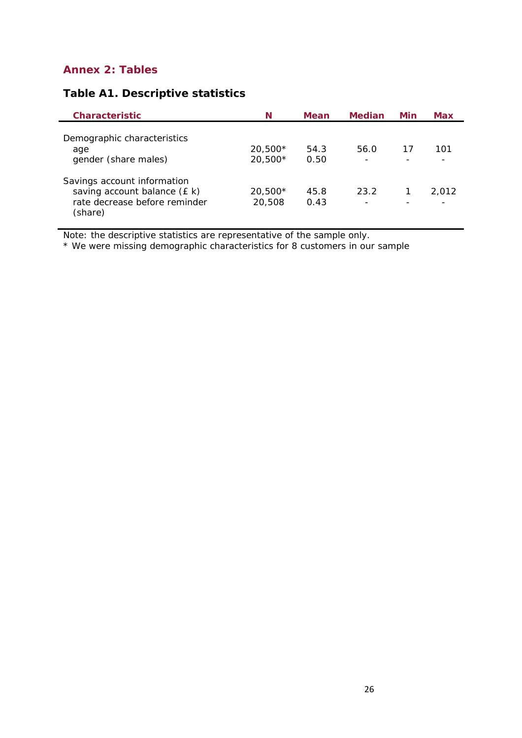## Annex 2: Tables

### Table A1. Descriptive statistics

| Characteristic | N | Mean | Median | Min | Max |
|---|---|---|---|---|---|
| Demographic characteristics | | | | | |
| age | 20,500* | 54.3 | 56.0 | 17 | 101 |
| gender (share males) | 20,500* | 0.50 | - | - | - |
| Savings account information | | | | | |
| saving account balance (£ k) | 20,500* | 45.8 | 23.2 | 1 | 2,012 |
| rate decrease before reminder (share) | 20,508 | 0.43 | - | - | - |

Note: the descriptive statistics are representative of the sample only.
* We were missing demographic characteristics for 8 customers in our sample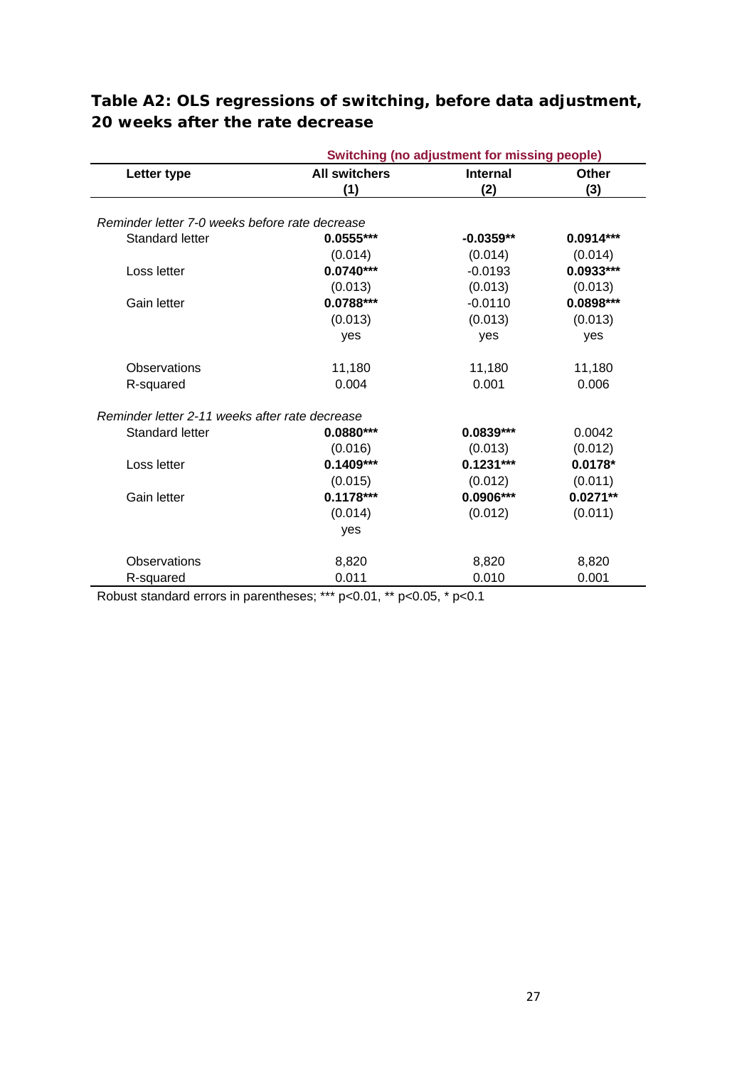### Table A2: OLS regressions of switching, before data adjustment, 20 weeks after the rate decrease

| | Switching (no adjustment for missing people) | | |
|---|---|---|---|
| **Letter type** | **All switchers (1)** | **Internal (2)** | **Other (3)** |
| *Reminder letter 7-0 weeks before rate decrease* | | | |
| Standard letter | **0.0555*** ** | **-0.0359** ** | **0.0914*** ** |
| | (0.014) | (0.014) | (0.014) |
| Loss letter | **0.0740*** ** | -0.0193 | **0.0933*** ** |
| | (0.013) | (0.013) | (0.013) |
| Gain letter | **0.0788*** ** | -0.0110 | **0.0898*** ** |
| | (0.013) | (0.013) | (0.013) |
| | yes | yes | yes |
| Observations | 11,180 | 11,180 | 11,180 |
| R-squared | 0.004 | 0.001 | 0.006 |
| *Reminder letter 2-11 weeks after rate decrease* | | | |
| Standard letter | **0.0880*** ** | **0.0839*** ** | 0.0042 |
| | (0.016) | (0.013) | (0.012) |
| Loss letter | **0.1409*** ** | **0.1231*** ** | **0.0178* ** |
| | (0.015) | (0.012) | (0.011) |
| Gain letter | **0.1178*** ** | **0.0906*** ** | **0.0271** ** |
| | (0.014) | (0.012) | (0.011) |
| | yes | | |
| Observations | 8,820 | 8,820 | 8,820 |
| R-squared | 0.011 | 0.010 | 0.001 |

Robust standard errors in parentheses; *** p<0.01, ** p<0.05, * p<0.1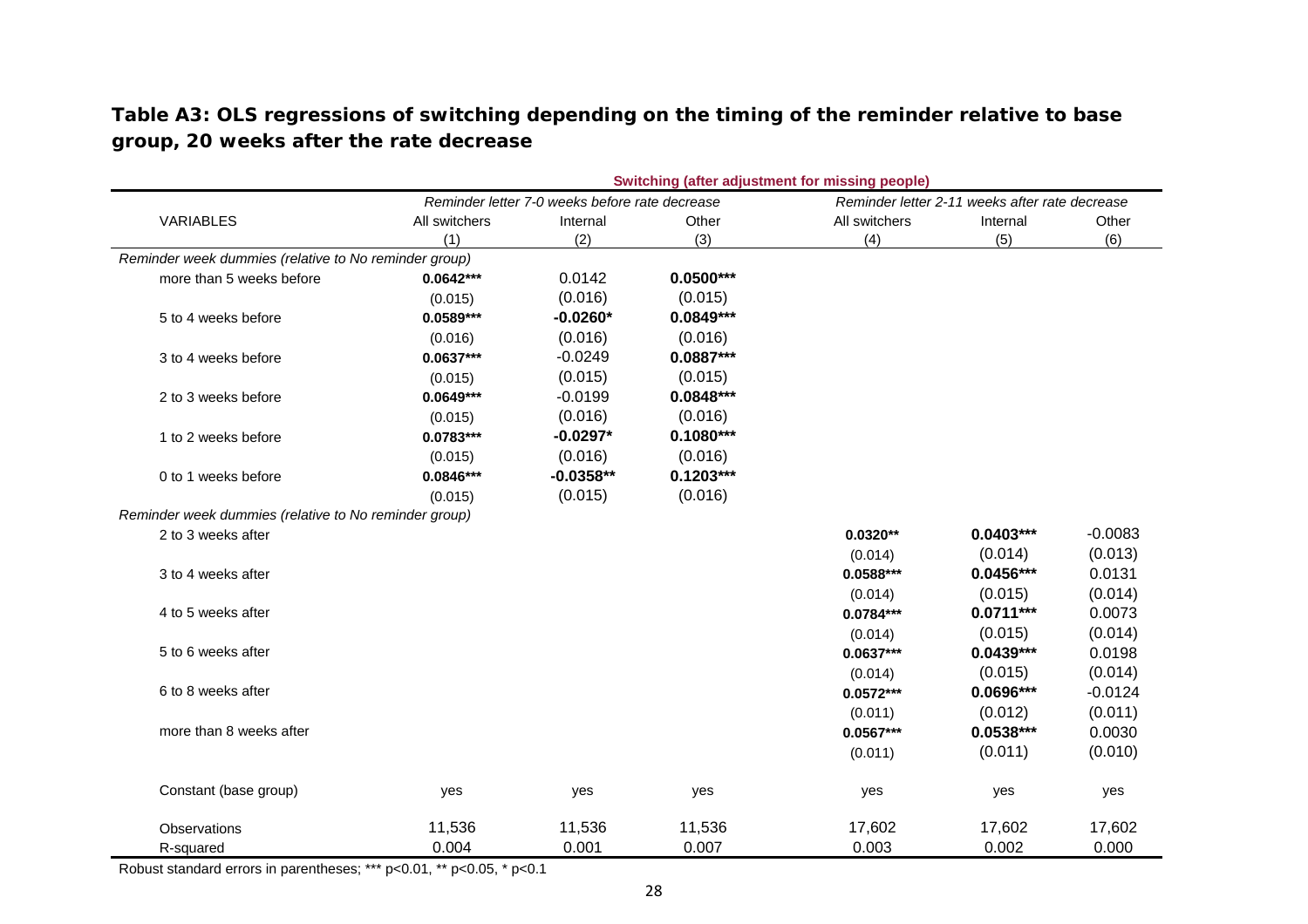**Table A3: OLS regressions of switching depending on the timing of the reminder relative to base group, 20 weeks after the rate decrease**

| | Switching (after adjustment for missing people) | | | | | |
|---|---|---|---|---|---|---|
| | *Reminder letter 7-0 weeks before rate decrease* | | | *Reminder letter 2-11 weeks after rate decrease* | | |
| VARIABLES | All switchers | Internal | Other | All switchers | Internal | Other |
| | (1) | (2) | (3) | (4) | (5) | (6) |
| *Reminder week dummies (relative to No reminder group)* | | | | | | |
| more than 5 weeks before | **0.0642*** ** | 0.0142 | **0.0500*** ** | | | |
| | (0.015) | (0.016) | (0.015) | | | |
| 5 to 4 weeks before | **0.0589*** ** | **-0.0260* ** | **0.0849*** ** | | | |
| | (0.016) | (0.016) | (0.016) | | | |
| 3 to 4 weeks before | **0.0637*** ** | -0.0249 | **0.0887*** ** | | | |
| | (0.015) | (0.015) | (0.015) | | | |
| 2 to 3 weeks before | **0.0649*** ** | -0.0199 | **0.0848*** ** | | | |
| | (0.015) | (0.016) | (0.016) | | | |
| 1 to 2 weeks before | **0.0783*** ** | **-0.0297* ** | **0.1080*** ** | | | |
| | (0.015) | (0.016) | (0.016) | | | |
| 0 to 1 weeks before | **0.0846*** ** | **-0.0358** ** | **0.1203*** ** | | | |
| | (0.015) | (0.015) | (0.016) | | | |
| *Reminder week dummies (relative to No reminder group)* | | | | | | |
| 2 to 3 weeks after | | | | **0.0320** ** | **0.0403*** ** | -0.0083 |
| | | | | (0.014) | (0.014) | (0.013) |
| 3 to 4 weeks after | | | | **0.0588*** ** | **0.0456*** ** | 0.0131 |
| | | | | (0.014) | (0.015) | (0.014) |
| 4 to 5 weeks after | | | | **0.0784*** ** | **0.0711*** ** | 0.0073 |
| | | | | (0.014) | (0.015) | (0.014) |
| 5 to 6 weeks after | | | | **0.0637*** ** | **0.0439*** ** | 0.0198 |
| | | | | (0.014) | (0.015) | (0.014) |
| 6 to 8 weeks after | | | | **0.0572*** ** | **0.0696*** ** | -0.0124 |
| | | | | (0.011) | (0.012) | (0.011) |
| more than 8 weeks after | | | | **0.0567*** ** | **0.0538*** ** | 0.0030 |
| | | | | (0.011) | (0.011) | (0.010) |
| Constant (base group) | yes | yes | yes | yes | yes | yes |
| Observations | 11,536 | 11,536 | 11,536 | 17,602 | 17,602 | 17,602 |
| R-squared | 0.004 | 0.001 | 0.007 | 0.003 | 0.002 | 0.000 |

Robust standard errors in parentheses; *** p<0.01, ** p<0.05, * p<0.1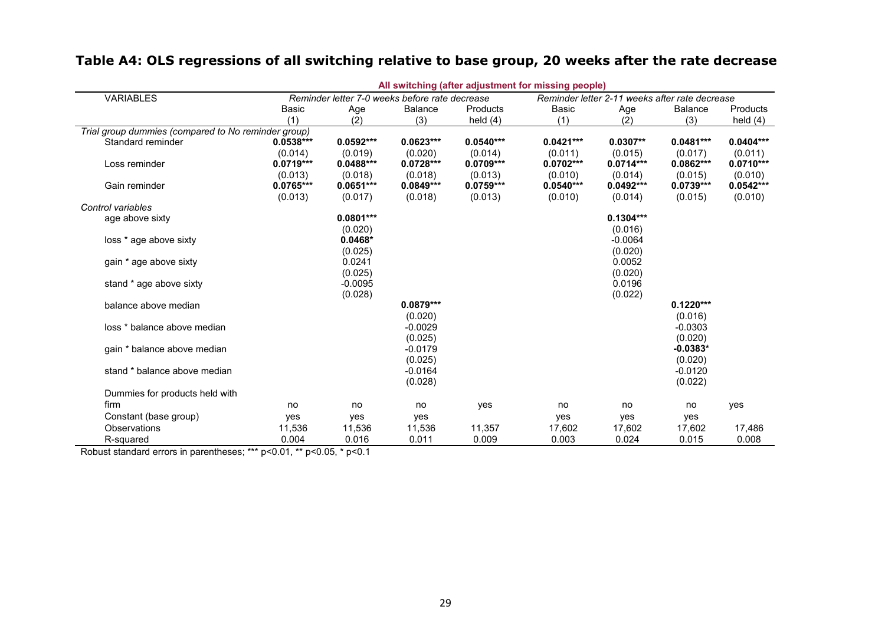## Table A4: OLS regressions of all switching relative to base group, 20 weeks after the rate decrease

| | All switching (after adjustment for missing people) | | | | | | | |
|---|---|---|---|---|---|---|---|---|
| VARIABLES | *Reminder letter 7-0 weeks before rate decrease* | | | | *Reminder letter 2-11 weeks after rate decrease* | | | |
| | Basic | Age | Balance | Products | Basic | Age | Balance | Products |
| | (1) | (2) | (3) | held (4) | (1) | (2) | (3) | held (4) |
| *Trial group dummies (compared to No reminder group)* | | | | | | | | |
| Standard reminder | **0.0538*** ** | **0.0592*** ** | **0.0623*** ** | **0.0540*** ** | **0.0421*** ** | **0.0307** ** | **0.0481*** ** | **0.0404*** ** |
| | (0.014) | (0.019) | (0.020) | (0.014) | (0.011) | (0.015) | (0.017) | (0.011) |
| Loss reminder | **0.0719*** ** | **0.0488*** ** | **0.0728*** ** | **0.0709*** ** | **0.0702*** ** | **0.0714*** ** | **0.0862*** ** | **0.0710*** ** |
| | (0.013) | (0.018) | (0.018) | (0.013) | (0.010) | (0.014) | (0.015) | (0.010) |
| Gain reminder | **0.0765*** ** | **0.0651*** ** | **0.0849*** ** | **0.0759*** ** | **0.0540*** ** | **0.0492*** ** | **0.0739*** ** | **0.0542*** ** |
| | (0.013) | (0.017) | (0.018) | (0.013) | (0.010) | (0.014) | (0.015) | (0.010) |
| *Control variables* | | | | | | | | |
| age above sixty | | **0.0801*** ** | | | | **0.1304*** ** | | |
| | | (0.020) | | | | (0.016) | | |
| loss * age above sixty | | **0.0468* ** | | | | -0.0064 | | |
| | | (0.025) | | | | (0.020) | | |
| gain * age above sixty | | 0.0241 | | | | 0.0052 | | |
| | | (0.025) | | | | (0.020) | | |
| stand * age above sixty | | -0.0095 | | | | 0.0196 | | |
| | | (0.028) | | | | (0.022) | | |
| balance above median | | | **0.0879*** ** | | | | **0.1220*** ** | |
| | | | (0.020) | | | | (0.016) | |
| loss * balance above median | | | -0.0029 | | | | -0.0303 | |
| | | | (0.025) | | | | (0.020) | |
| gain * balance above median | | | -0.0179 | | | | **-0.0383* ** | |
| | | | (0.025) | | | | (0.020) | |
| stand * balance above median | | | -0.0164 | | | | -0.0120 | |
| | | | (0.028) | | | | (0.022) | |
| Dummies for products held with firm | no | no | no | yes | no | no | no | yes |
| Constant (base group) | yes | yes | yes | | yes | yes | yes | |
| Observations | 11,536 | 11,536 | 11,536 | 11,357 | 17,602 | 17,602 | 17,602 | 17,486 |
| R-squared | 0.004 | 0.016 | 0.011 | 0.009 | 0.003 | 0.024 | 0.015 | 0.008 |

Robust standard errors in parentheses; *** p<0.01, ** p<0.05, * p<0.1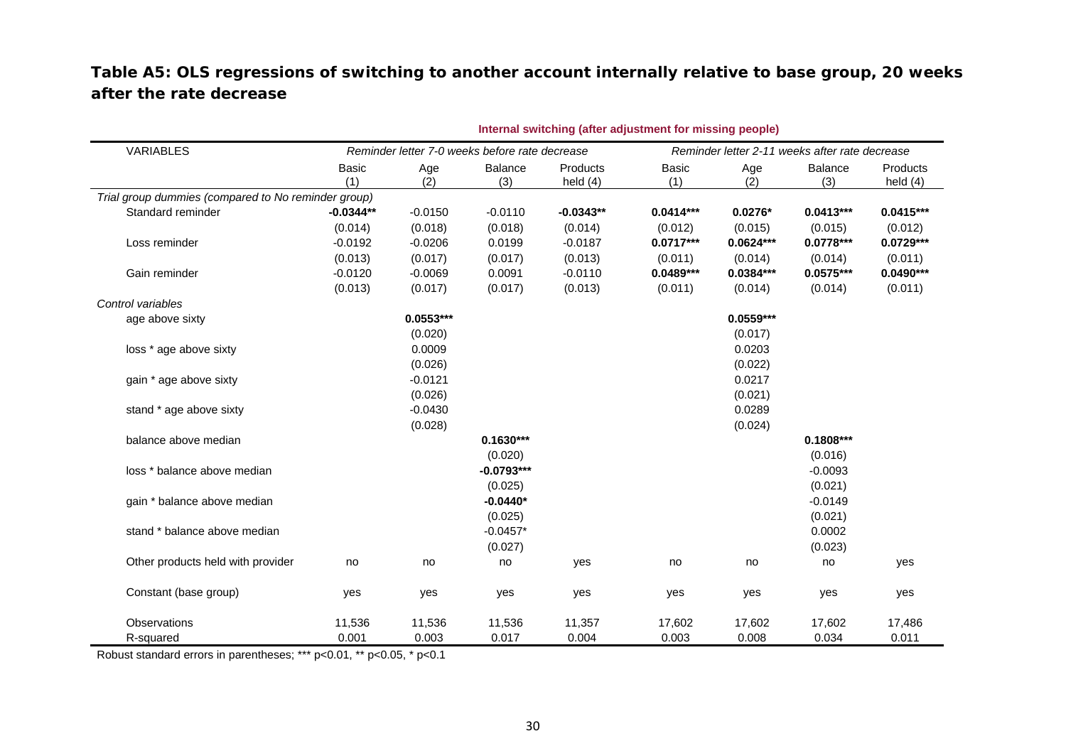**Table A5: OLS regressions of switching to another account internally relative to base group, 20 weeks after the rate decrease**

| | Internal switching (after adjustment for missing people) | | | | | | | |
|---|---|---|---|---|---|---|---|---|
| VARIABLES | *Reminder letter 7-0 weeks before rate decrease* | | | | *Reminder letter 2-11 weeks after rate decrease* | | | |
| | Basic (1) | Age (2) | Balance (3) | Products held (4) | Basic (1) | Age (2) | Balance (3) | Products held (4) |
| *Trial group dummies (compared to No reminder group)* | | | | | | | | |
| Standard reminder | **-0.0344**** | -0.0150 | -0.0110 | **-0.0343**** | **0.0414***** | **0.0276*** | **0.0413***** | **0.0415***** |
| | (0.014) | (0.018) | (0.018) | (0.014) | (0.012) | (0.015) | (0.015) | (0.012) |
| Loss reminder | -0.0192 | -0.0206 | 0.0199 | -0.0187 | **0.0717***** | **0.0624***** | **0.0778***** | **0.0729***** |
| | (0.013) | (0.017) | (0.017) | (0.013) | (0.011) | (0.014) | (0.014) | (0.011) |
| Gain reminder | -0.0120 | -0.0069 | 0.0091 | -0.0110 | **0.0489***** | **0.0384***** | **0.0575***** | **0.0490***** |
| | (0.013) | (0.017) | (0.017) | (0.013) | (0.011) | (0.014) | (0.014) | (0.011) |
| *Control variables* | | | | | | | | |
| age above sixty | | **0.0553***** | | | | **0.0559***** | | |
| | | (0.020) | | | | (0.017) | | |
| loss * age above sixty | | 0.0009 | | | | 0.0203 | | |
| | | (0.026) | | | | (0.022) | | |
| gain * age above sixty | | -0.0121 | | | | 0.0217 | | |
| | | (0.026) | | | | (0.021) | | |
| stand * age above sixty | | -0.0430 | | | | 0.0289 | | |
| | | (0.028) | | | | (0.024) | | |
| balance above median | | | **0.1630***** | | | | **0.1808***** | |
| | | | (0.020) | | | | (0.016) | |
| loss * balance above median | | | **-0.0793***** | | | | -0.0093 | |
| | | | (0.025) | | | | (0.021) | |
| gain * balance above median | | | **-0.0440*** | | | | -0.0149 | |
| | | | (0.025) | | | | (0.021) | |
| stand * balance above median | | | -0.0457* | | | | 0.0002 | |
| | | | (0.027) | | | | (0.023) | |
| Other products held with provider | no | no | no | yes | no | no | no | yes |
| Constant (base group) | yes | yes | yes | yes | yes | yes | yes | yes |
| Observations | 11,536 | 11,536 | 11,536 | 11,357 | 17,602 | 17,602 | 17,602 | 17,486 |
| R-squared | 0.001 | 0.003 | 0.017 | 0.004 | 0.003 | 0.008 | 0.034 | 0.011 |

Robust standard errors in parentheses; *** p<0.01, ** p<0.05, * p<0.1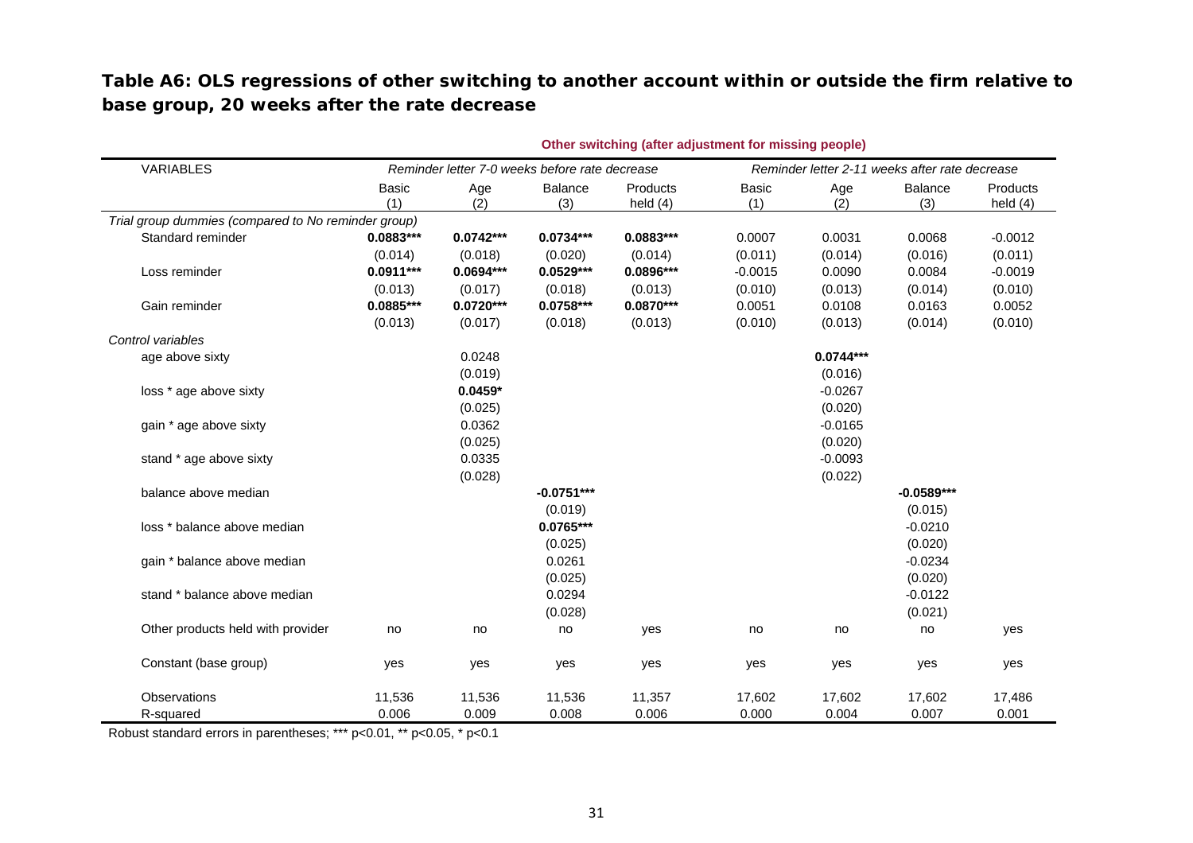**Table A6: OLS regressions of other switching to another account within or outside the firm relative to base group, 20 weeks after the rate decrease**

| | Other switching (after adjustment for missing people) | | | | | | | |
|---|---|---|---|---|---|---|---|---|
| VARIABLES | *Reminder letter 7-0 weeks before rate decrease* | | | | *Reminder letter 2-11 weeks after rate decrease* | | | |
| | Basic (1) | Age (2) | Balance (3) | Products held (4) | Basic (1) | Age (2) | Balance (3) | Products held (4) |
| *Trial group dummies (compared to No reminder group)* | | | | | | | | |
| Standard reminder | **0.0883*** ** | **0.0742*** ** | **0.0734*** ** | **0.0883*** ** | 0.0007 | 0.0031 | 0.0068 | -0.0012 |
| | (0.014) | (0.018) | (0.020) | (0.014) | (0.011) | (0.014) | (0.016) | (0.011) |
| Loss reminder | **0.0911*** ** | **0.0694*** ** | **0.0529*** ** | **0.0896*** ** | -0.0015 | 0.0090 | 0.0084 | -0.0019 |
| | (0.013) | (0.017) | (0.018) | (0.013) | (0.010) | (0.013) | (0.014) | (0.010) |
| Gain reminder | **0.0885*** ** | **0.0720*** ** | **0.0758*** ** | **0.0870*** ** | 0.0051 | 0.0108 | 0.0163 | 0.0052 |
| | (0.013) | (0.017) | (0.018) | (0.013) | (0.010) | (0.013) | (0.014) | (0.010) |
| *Control variables* | | | | | | | | |
| age above sixty | | 0.0248 | | | | **0.0744*** ** | | |
| | | (0.019) | | | | (0.016) | | |
| loss * age above sixty | | **0.0459* ** | | | | -0.0267 | | |
| | | (0.025) | | | | (0.020) | | |
| gain * age above sixty | | 0.0362 | | | | -0.0165 | | |
| | | (0.025) | | | | (0.020) | | |
| stand * age above sixty | | 0.0335 | | | | -0.0093 | | |
| | | (0.028) | | | | (0.022) | | |
| balance above median | | | **-0.0751*** ** | | | | **-0.0589*** ** | |
| | | | (0.019) | | | | (0.015) | |
| loss * balance above median | | | **0.0765*** ** | | | | -0.0210 | |
| | | | (0.025) | | | | (0.020) | |
| gain * balance above median | | | 0.0261 | | | | -0.0234 | |
| | | | (0.025) | | | | (0.020) | |
| stand * balance above median | | | 0.0294 | | | | -0.0122 | |
| | | | (0.028) | | | | (0.021) | |
| Other products held with provider | no | no | no | yes | no | no | no | yes |
| Constant (base group) | yes | yes | yes | yes | yes | yes | yes | yes |
| Observations | 11,536 | 11,536 | 11,536 | 11,357 | 17,602 | 17,602 | 17,602 | 17,486 |
| R-squared | 0.006 | 0.009 | 0.008 | 0.006 | 0.000 | 0.004 | 0.007 | 0.001 |

Robust standard errors in parentheses; *** p<0.01, ** p<0.05, * p<0.1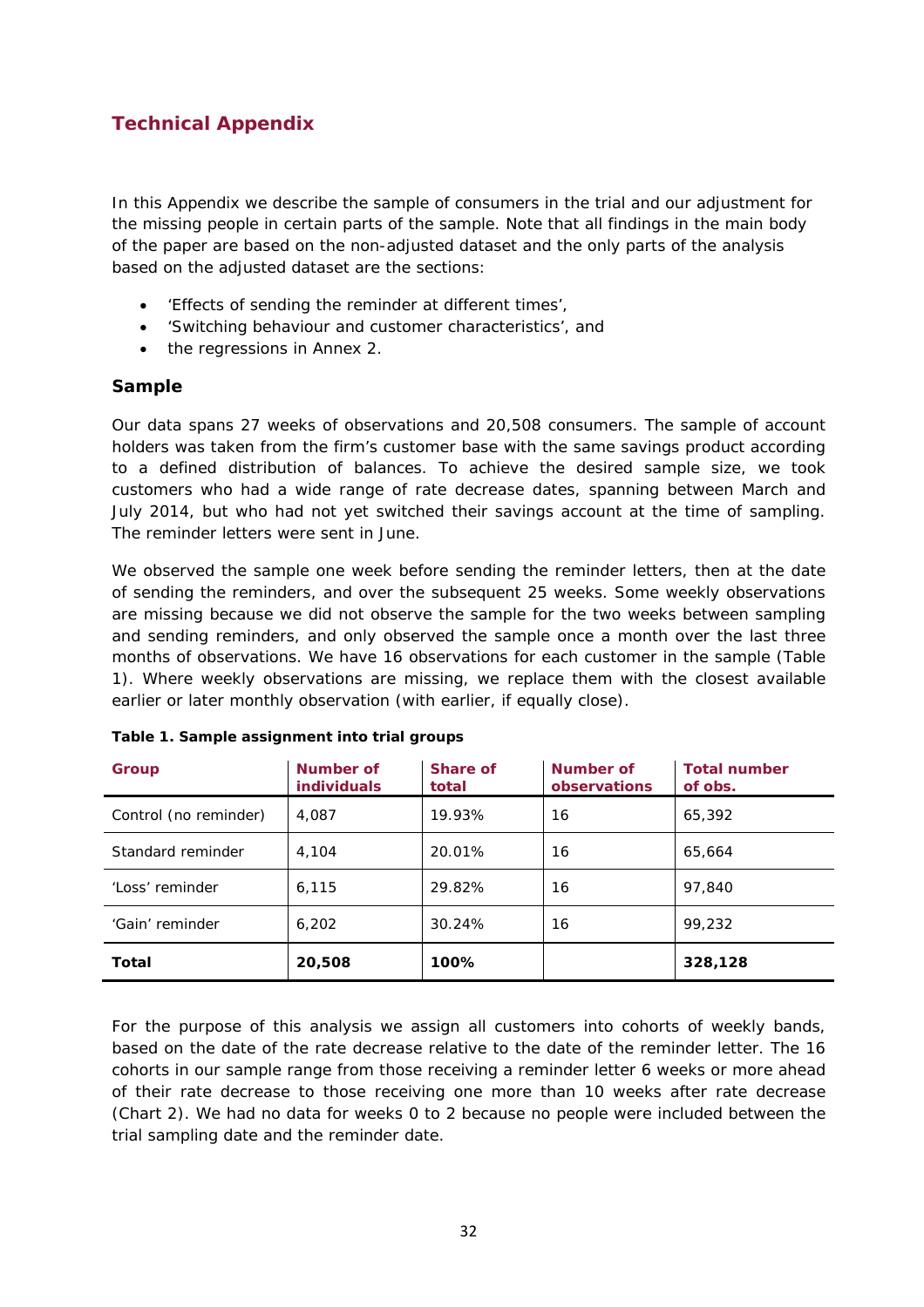## Technical Appendix

In this Appendix we describe the sample of consumers in the trial and our adjustment for the missing people in certain parts of the sample. Note that all findings in the main body of the paper are based on the non-adjusted dataset and the only parts of the analysis based on the adjusted dataset are the sections:

- 'Effects of sending the reminder at different times',
- 'Switching behaviour and customer characteristics', and
- the regressions in Annex 2.

### Sample

Our data spans 27 weeks of observations and 20,508 consumers. The sample of account holders was taken from the firm's customer base with the same savings product according to a defined distribution of balances. To achieve the desired sample size, we took customers who had a wide range of rate decrease dates, spanning between March and July 2014, but who had not yet switched their savings account at the time of sampling. The reminder letters were sent in June.

We observed the sample one week before sending the reminder letters, then at the date of sending the reminders, and over the subsequent 25 weeks. Some weekly observations are missing because we did not observe the sample for the two weeks between sampling and sending reminders, and only observed the sample once a month over the last three months of observations. We have 16 observations for each customer in the sample (Table 1). Where weekly observations are missing, we replace them with the closest available earlier or later monthly observation (with earlier, if equally close).

**Table 1. Sample assignment into trial groups**

| Group | Number of individuals | Share of total | Number of observations | Total number of obs. |
|---|---|---|---|---|
| Control (no reminder) | 4,087 | 19.93% | 16 | 65,392 |
| Standard reminder | 4,104 | 20.01% | 16 | 65,664 |
| 'Loss' reminder | 6,115 | 29.82% | 16 | 97,840 |
| 'Gain' reminder | 6,202 | 30.24% | 16 | 99,232 |
| **Total** | **20,508** | **100%** | | **328,128** |

For the purpose of this analysis we assign all customers into cohorts of weekly bands, based on the date of the rate decrease relative to the date of the reminder letter. The 16 cohorts in our sample range from those receiving a reminder letter 6 weeks or more ahead of their rate decrease to those receiving one more than 10 weeks after rate decrease (Chart 2). We had no data for weeks 0 to 2 because no people were included between the trial sampling date and the reminder date.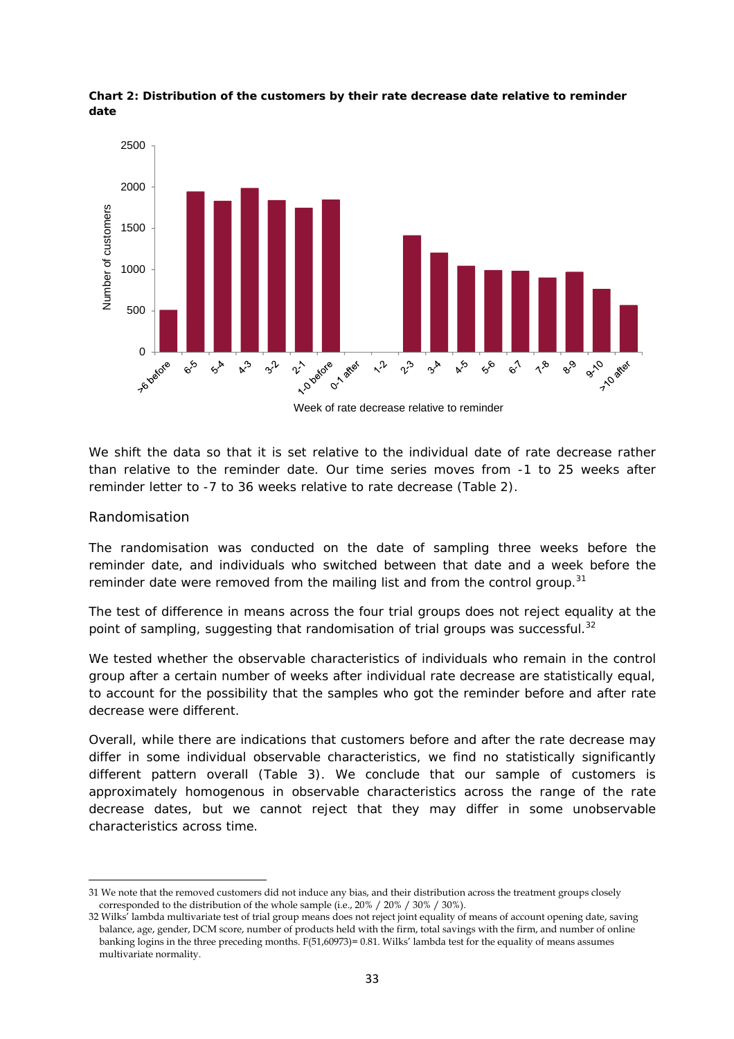**Chart 2: Distribution of the customers by their rate decrease date relative to reminder date**

We shift the data so that it is set relative to the individual date of rate decrease rather than relative to the reminder date. Our time series moves from -1 to 25 weeks after reminder letter to -7 to 36 weeks relative to rate decrease (Table 2).

## Randomisation

The randomisation was conducted on the date of sampling three weeks before the reminder date, and individuals who switched between that date and a week before the reminder date were removed from the mailing list and from the control group.[31]

The test of difference in means across the four trial groups does not reject equality at the point of sampling, suggesting that randomisation of trial groups was successful.[32]

We tested whether the observable characteristics of individuals who remain in the control group after a certain number of weeks after individual rate decrease are statistically equal, to account for the possibility that the samples who got the reminder before and after rate decrease were different.

Overall, while there are indications that customers before and after the rate decrease may differ in some individual observable characteristics, we find no statistically significantly different pattern overall (Table 3). We conclude that our sample of customers is approximately homogenous in observable characteristics across the range of the rate decrease dates, but we cannot reject that they may differ in some unobservable characteristics across time.

---

31 We note that the removed customers did not induce any bias, and their distribution across the treatment groups closely corresponded to the distribution of the whole sample (i.e., 20% / 20% / 30% / 30%).

32 Wilks' lambda multivariate test of trial group means does not reject joint equality of means of account opening date, saving balance, age, gender, DCM score, number of products held with the firm, total savings with the firm, and number of online banking logins in the three preceding months. $F(51,60973) = 0.81$. Wilks' lambda test for the equality of means assumes multivariate normality.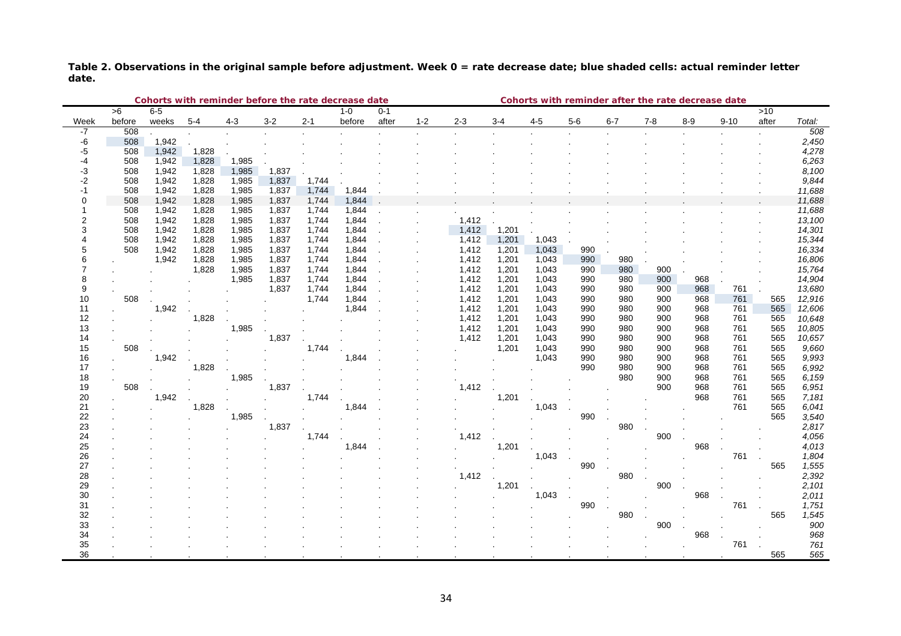**Table 2. Observations in the original sample before adjustment. Week 0 = rate decrease date; blue shaded cells: actual reminder letter date.**

| | Cohorts with reminder before the rate decrease date | | | | | | | Cohorts with reminder after the rate decrease date | | | | | | | | | | | |
|---|---|---|---|---|---|---|---|---|---|---|---|---|---|---|---|---|---|---|---|
| Week | >6 before | 6-5 weeks | 5-4 | 4-3 | 3-2 | 2-1 | 1-0 before | 0-1 after | 1-2 | 2-3 | 3-4 | 4-5 | 5-6 | 6-7 | 7-8 | 8-9 | 9-10 | >10 after | *Total:* |
| -7 | 508 | . | . | . | . | . | . | . | . | . | . | . | . | . | . | . | . | . | *508* |
| -6 | 508 | 1,942 | . | . | . | . | . | . | . | . | . | . | . | . | . | . | . | . | *2,450* |
| -5 | 508 | 1,942 | 1,828 | . | . | . | . | . | . | . | . | . | . | . | . | . | . | . | *4,278* |
| -4 | 508 | 1,942 | 1,828 | 1,985 | . | . | . | . | . | . | . | . | . | . | . | . | . | . | *6,263* |
| -3 | 508 | 1,942 | 1,828 | 1,985 | 1,837 | . | . | . | . | . | . | . | . | . | . | . | . | . | *8,100* |
| -2 | 508 | 1,942 | 1,828 | 1,985 | 1,837 | 1,744 | . | . | . | . | . | . | . | . | . | . | . | . | *9,844* |
| -1 | 508 | 1,942 | 1,828 | 1,985 | 1,837 | 1,744 | 1,844 | . | . | . | . | . | . | . | . | . | . | . | *11,688* |
| 0 | 508 | 1,942 | 1,828 | 1,985 | 1,837 | 1,744 | 1,844 | . | . | . | . | . | . | . | . | . | . | . | *11,688* |
| 1 | 508 | 1,942 | 1,828 | 1,985 | 1,837 | 1,744 | 1,844 | . | . | . | . | . | . | . | . | . | . | . | *11,688* |
| 2 | 508 | 1,942 | 1,828 | 1,985 | 1,837 | 1,744 | 1,844 | . | . | 1,412 | . | . | . | . | . | . | . | . | *13,100* |
| 3 | 508 | 1,942 | 1,828 | 1,985 | 1,837 | 1,744 | 1,844 | . | . | 1,412 | 1,201 | . | . | . | . | . | . | . | *14,301* |
| 4 | 508 | 1,942 | 1,828 | 1,985 | 1,837 | 1,744 | 1,844 | . | . | 1,412 | 1,201 | 1,043 | . | . | . | . | . | . | *15,344* |
| 5 | 508 | 1,942 | 1,828 | 1,985 | 1,837 | 1,744 | 1,844 | . | . | 1,412 | 1,201 | 1,043 | 990 | . | . | . | . | . | *16,334* |
| 6 | . | 1,942 | 1,828 | 1,985 | 1,837 | 1,744 | 1,844 | . | . | 1,412 | 1,201 | 1,043 | 990 | 980 | . | . | . | . | *16,806* |
| 7 | . | . | 1,828 | 1,985 | 1,837 | 1,744 | 1,844 | . | . | 1,412 | 1,201 | 1,043 | 990 | 980 | 900 | . | . | . | *15,764* |
| 8 | . | . | . | 1,985 | 1,837 | 1,744 | 1,844 | . | . | 1,412 | 1,201 | 1,043 | 990 | 980 | 900 | 968 | . | . | *14,904* |
| 9 | . | . | . | . | 1,837 | 1,744 | 1,844 | . | . | 1,412 | 1,201 | 1,043 | 990 | 980 | 900 | 968 | 761 | . | *13,680* |
| 10 | 508 | . | . | . | . | 1,744 | 1,844 | . | . | 1,412 | 1,201 | 1,043 | 990 | 980 | 900 | 968 | 761 | 565 | *12,916* |
| 11 | . | 1,942 | . | . | . | . | 1,844 | . | . | 1,412 | 1,201 | 1,043 | 990 | 980 | 900 | 968 | 761 | 565 | *12,606* |
| 12 | . | . | 1,828 | . | . | . | . | . | . | 1,412 | 1,201 | 1,043 | 990 | 980 | 900 | 968 | 761 | 565 | *10,648* |
| 13 | . | . | . | 1,985 | . | . | . | . | . | 1,412 | 1,201 | 1,043 | 990 | 980 | 900 | 968 | 761 | 565 | *10,805* |
| 14 | . | . | . | . | 1,837 | . | . | . | . | 1,412 | 1,201 | 1,043 | 990 | 980 | 900 | 968 | 761 | 565 | *10,657* |
| 15 | 508 | . | . | . | . | 1,744 | . | . | . | . | 1,201 | 1,043 | 990 | 980 | 900 | 968 | 761 | 565 | *9,660* |
| 16 | . | 1,942 | . | . | . | . | 1,844 | . | . | . | . | 1,043 | 990 | 980 | 900 | 968 | 761 | 565 | *9,993* |
| 17 | . | . | 1,828 | . | . | . | . | . | . | . | . | . | 990 | 980 | 900 | 968 | 761 | 565 | *6,992* |
| 18 | . | . | . | 1,985 | . | . | . | . | . | . | . | . | . | 980 | 900 | 968 | 761 | 565 | *6,159* |
| 19 | 508 | . | . | . | 1,837 | . | . | . | . | 1,412 | . | . | . | . | 900 | 968 | 761 | 565 | *6,951* |
| 20 | . | 1,942 | . | . | . | 1,744 | . | . | . | . | 1,201 | . | . | . | . | 968 | 761 | 565 | *7,181* |
| 21 | . | . | 1,828 | . | . | . | 1,844 | . | . | . | . | 1,043 | . | . | . | . | 761 | 565 | *6,041* |
| 22 | . | . | . | 1,985 | . | . | . | . | . | . | . | . | 990 | . | . | . | . | 565 | *3,540* |
| 23 | . | . | . | . | 1,837 | . | . | . | . | . | . | . | . | 980 | . | . | . | . | *2,817* |
| 24 | . | . | . | . | . | 1,744 | . | . | . | 1,412 | . | . | . | . | 900 | . | . | . | *4,056* |
| 25 | . | . | . | . | . | . | 1,844 | . | . | . | 1,201 | . | . | . | . | 968 | . | . | *4,013* |
| 26 | . | . | . | . | . | . | . | . | . | . | . | 1,043 | . | . | . | . | 761 | . | *1,804* |
| 27 | . | . | . | . | . | . | . | . | . | . | . | . | 990 | . | . | . | . | 565 | *1,555* |
| 28 | . | . | . | . | . | . | . | . | . | 1,412 | . | . | . | 980 | . | . | . | . | *2,392* |
| 29 | . | . | . | . | . | . | . | . | . | . | 1,201 | . | . | . | 900 | . | . | . | *2,101* |
| 30 | . | . | . | . | . | . | . | . | . | . | . | 1,043 | . | . | . | 968 | . | . | *2,011* |
| 31 | . | . | . | . | . | . | . | . | . | . | . | . | 990 | . | . | . | 761 | . | *1,751* |
| 32 | . | . | . | . | . | . | . | . | . | . | . | . | . | 980 | . | . | . | 565 | *1,545* |
| 33 | . | . | . | . | . | . | . | . | . | . | . | . | . | . | 900 | . | . | . | *900* |
| 34 | . | . | . | . | . | . | . | . | . | . | . | . | . | . | . | 968 | . | . | *968* |
| 35 | . | . | . | . | . | . | . | . | . | . | . | . | . | . | . | . | 761 | . | *761* |
| 36 | . | . | . | . | . | . | . | . | . | . | . | . | . | . | . | . | . | 565 | *565* |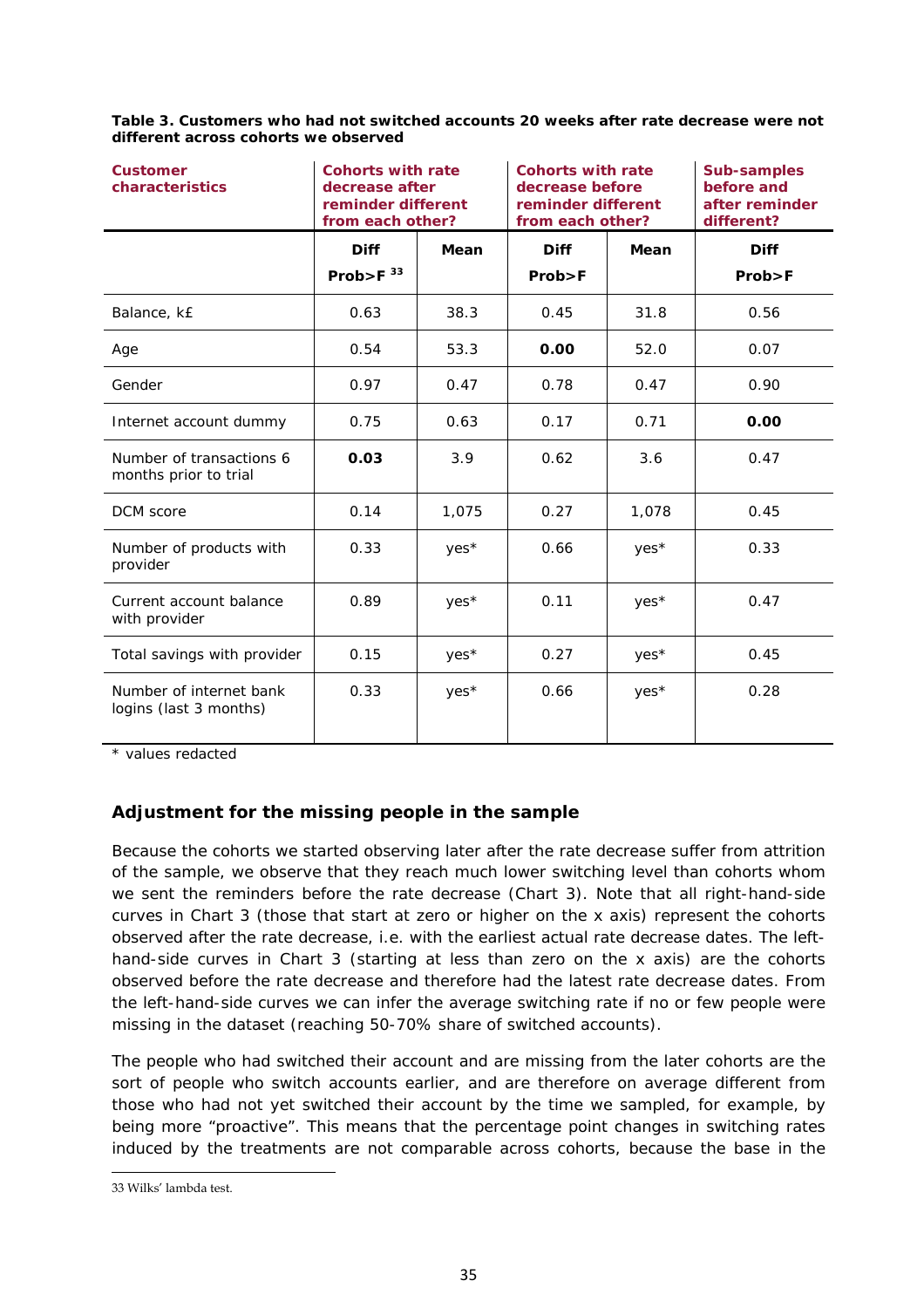**Table 3. Customers who had not switched accounts 20 weeks after rate decrease were not different across cohorts we observed**

| Customer characteristics | Cohorts with rate decrease after reminder different from each other? | | Cohorts with rate decrease before reminder different from each other? | | Sub-samples before and after reminder different? |
|---|---|---|---|---|---|
| | Diff Prob>F [33] | Mean | Diff Prob>F | Mean | Diff Prob>F |
| Balance, k£ | 0.63 | 38.3 | 0.45 | 31.8 | 0.56 |
| Age | 0.54 | 53.3 | **0.00** | 52.0 | 0.07 |
| Gender | 0.97 | 0.47 | 0.78 | 0.47 | 0.90 |
| Internet account dummy | 0.75 | 0.63 | 0.17 | 0.71 | **0.00** |
| Number of transactions 6 months prior to trial | **0.03** | 3.9 | 0.62 | 3.6 | 0.47 |
| DCM score | 0.14 | 1,075 | 0.27 | 1,078 | 0.45 |
| Number of products with provider | 0.33 | yes* | 0.66 | yes* | 0.33 |
| Current account balance with provider | 0.89 | yes* | 0.11 | yes* | 0.47 |
| Total savings with provider | 0.15 | yes* | 0.27 | yes* | 0.45 |
| Number of internet bank logins (last 3 months) | 0.33 | yes* | 0.66 | yes* | 0.28 |

* values redacted

### Adjustment for the missing people in the sample

Because the cohorts we started observing later after the rate decrease suffer from attrition of the sample, we observe that they reach much lower switching level than cohorts whom we sent the reminders before the rate decrease (Chart 3). Note that all right-hand-side curves in Chart 3 (those that start at zero or higher on the x axis) represent the cohorts observed after the rate decrease, i.e. with the earliest actual rate decrease dates. The left-hand-side curves in Chart 3 (starting at less than zero on the x axis) are the cohorts observed before the rate decrease and therefore had the latest rate decrease dates. From the left-hand-side curves we can infer the average switching rate if no or few people were missing in the dataset (reaching 50-70% share of switched accounts).

The people who had switched their account and are missing from the later cohorts are the sort of people who switch accounts earlier, and are therefore on average different from those who had not yet switched their account by the time we sampled, for example, by being more "proactive". This means that the percentage point changes in switching rates induced by the treatments are not comparable across cohorts, because the base in the

---

33 Wilks' lambda test.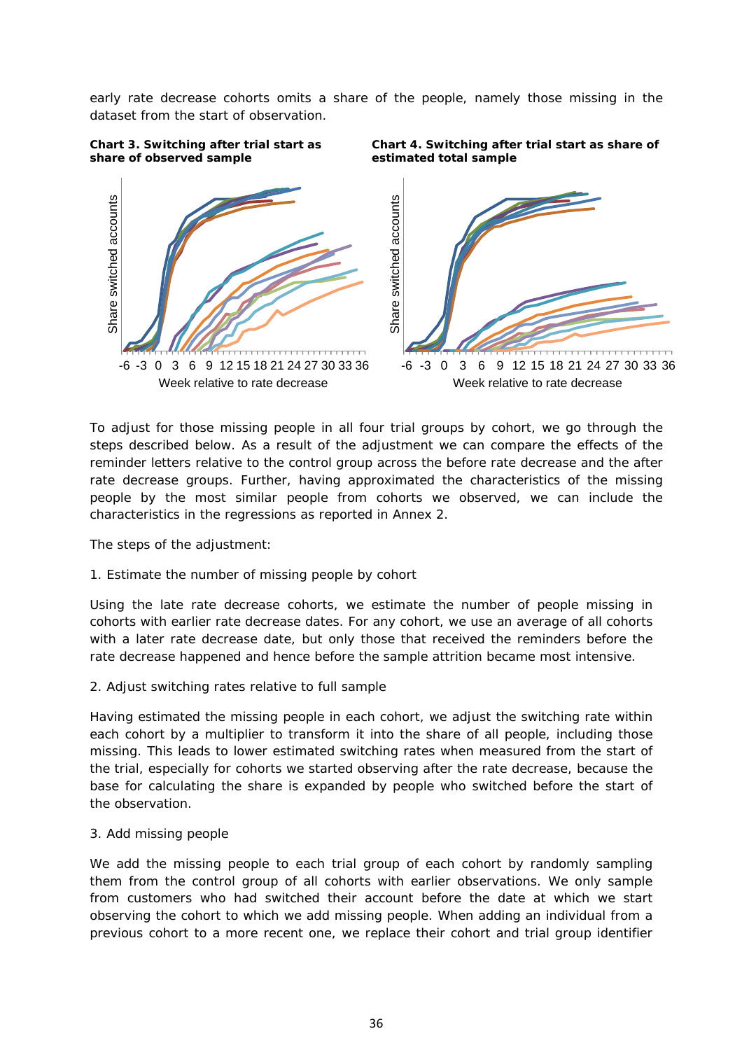early rate decrease cohorts omits a share of the people, namely those missing in the dataset from the start of observation.

**Chart 3. Switching after trial start as share of observed sample**

**Chart 4. Switching after trial start as share of estimated total sample**

To adjust for those missing people in all four trial groups by cohort, we go through the steps described below. As a result of the adjustment we can compare the effects of the reminder letters relative to the control group across the before rate decrease and the after rate decrease groups. Further, having approximated the characteristics of the missing people by the most similar people from cohorts we observed, we can include the characteristics in the regressions as reported in Annex 2.

The steps of the adjustment:

1. Estimate the number of missing people by cohort

Using the late rate decrease cohorts, we estimate the number of people missing in cohorts with earlier rate decrease dates. For any cohort, we use an average of all cohorts with a later rate decrease date, but only those that received the reminders before the rate decrease happened and hence before the sample attrition became most intensive.

2. Adjust switching rates relative to full sample

Having estimated the missing people in each cohort, we adjust the switching rate within each cohort by a multiplier to transform it into the share of all people, including those missing. This leads to lower estimated switching rates when measured from the start of the trial, especially for cohorts we started observing after the rate decrease, because the base for calculating the share is expanded by people who switched before the start of the observation.

3. Add missing people

We add the missing people to each trial group of each cohort by randomly sampling them from the control group of all cohorts with earlier observations. We only sample from customers who had switched their account before the date at which we start observing the cohort to which we add missing people. When adding an individual from a previous cohort to a more recent one, we replace their cohort and trial group identifier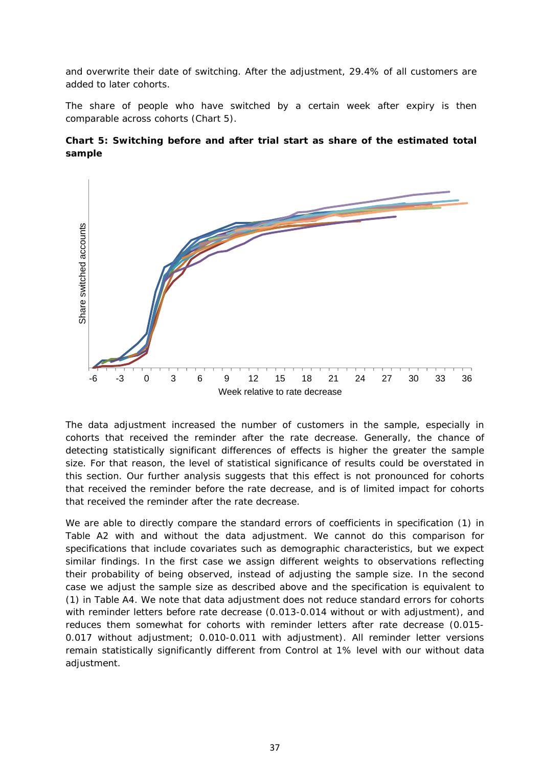and overwrite their date of switching. After the adjustment, 29.4% of all customers are added to later cohorts.

The share of people who have switched by a certain week after expiry is then comparable across cohorts (Chart 5).

**Chart 5: Switching before and after trial start as share of the estimated total sample**

The data adjustment increased the number of customers in the sample, especially in cohorts that received the reminder after the rate decrease. Generally, the chance of detecting statistically significant differences of effects is higher the greater the sample size. For that reason, the level of statistical significance of results could be overstated in this section. Our further analysis suggests that this effect is not pronounced for cohorts that received the reminder before the rate decrease, and is of limited impact for cohorts that received the reminder after the rate decrease.

We are able to directly compare the standard errors of coefficients in specification (1) in Table A2 with and without the data adjustment. We cannot do this comparison for specifications that include covariates such as demographic characteristics, but we expect similar findings. In the first case we assign different weights to observations reflecting their probability of being observed, instead of adjusting the sample size. In the second case we adjust the sample size as described above and the specification is equivalent to (1) in Table A4. We note that data adjustment does not reduce standard errors for cohorts with reminder letters before rate decrease (0.013-0.014 without or with adjustment), and reduces them somewhat for cohorts with reminder letters after rate decrease (0.015-0.017 without adjustment; 0.010-0.011 with adjustment). All reminder letter versions remain statistically significantly different from Control at 1% level with our without data adjustment.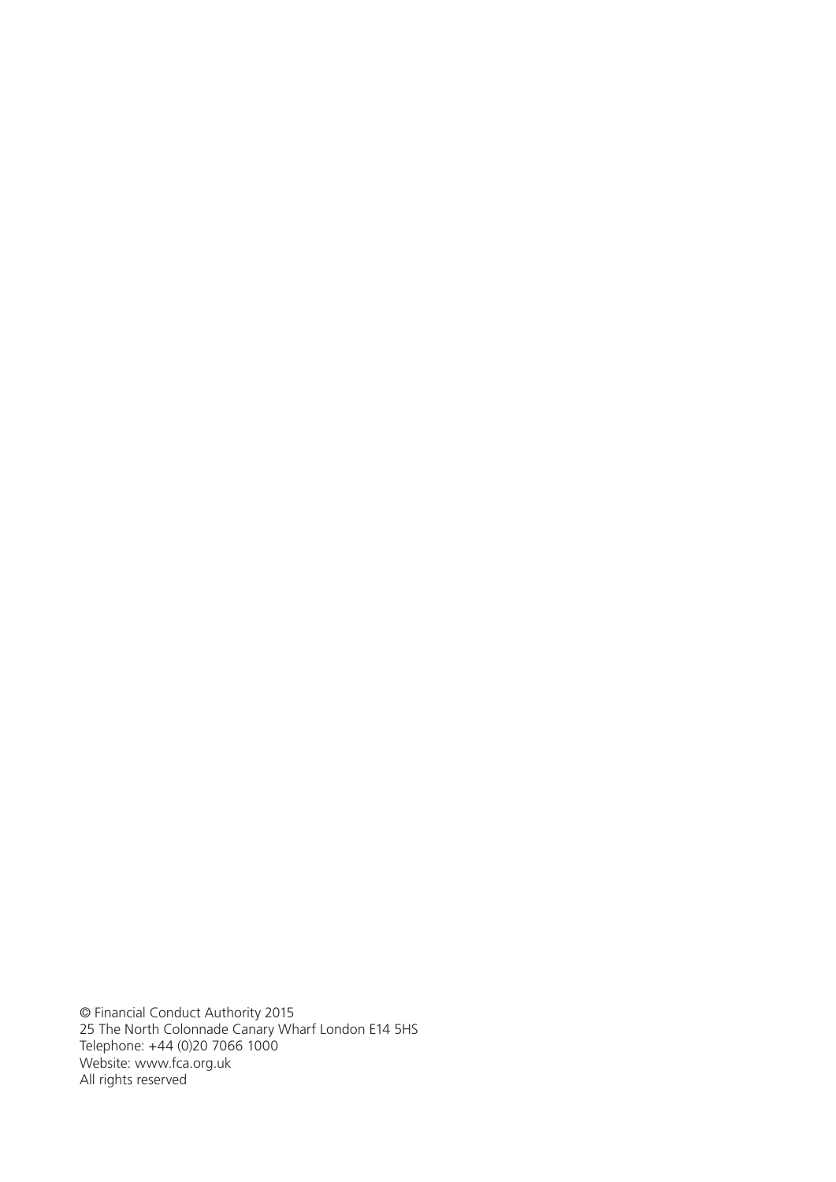© Financial Conduct Authority 2015
25 The North Colonnade Canary Wharf London E14 5HS
Telephone: +44 (0)20 7066 1000
Website: www.fca.org.uk
All rights reserved